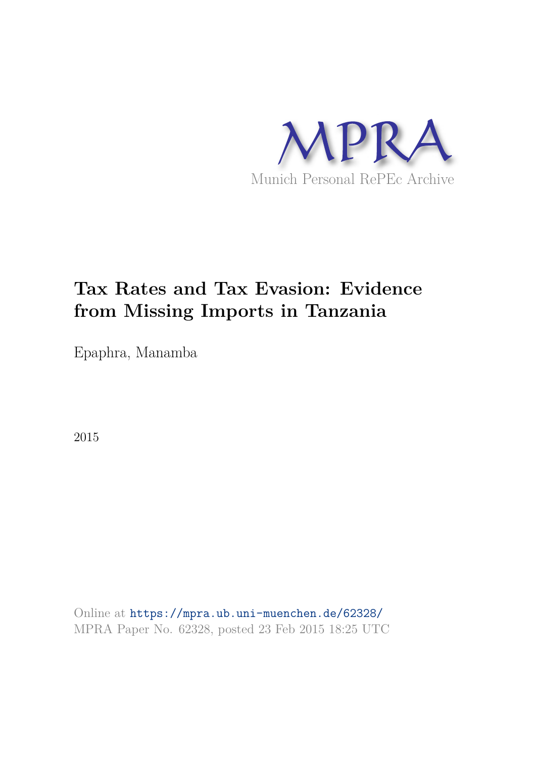MPRA

Munich Personal RePEc Archive

# Tax Rates and Tax Evasion: Evidence from Missing Imports in Tanzania

Epaphra, Manamba

2015

Online at https://mpra.ub.uni-muenchen.de/62328/
MPRA Paper No. 62328, posted 23 Feb 2015 18:25 UTC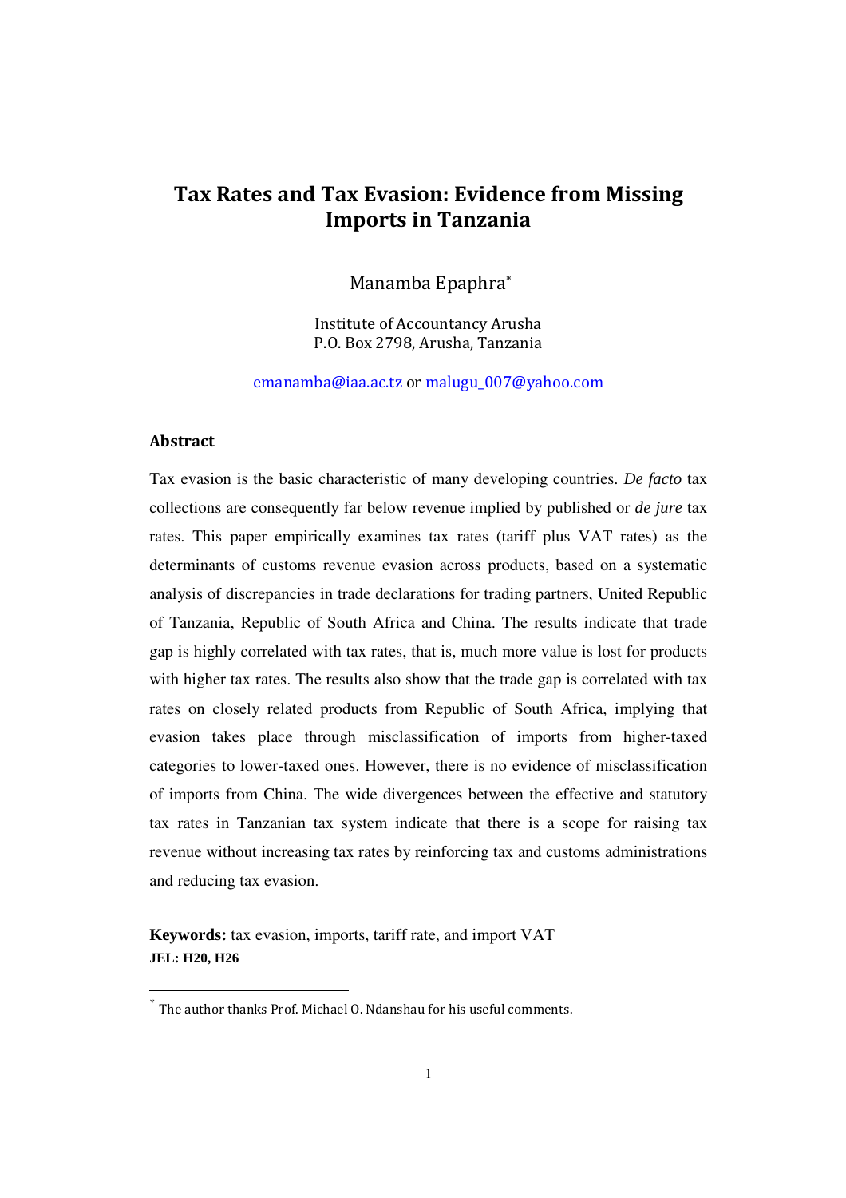# Tax Rates and Tax Evasion: Evidence from Missing Imports in Tanzania

Manamba Epaphra*

Institute of Accountancy Arusha
P.O. Box 2798, Arusha, Tanzania

emanamba@iaa.ac.tz or malugu_007@yahoo.com

## Abstract

Tax evasion is the basic characteristic of many developing countries. *De facto* tax collections are consequently far below revenue implied by published or *de jure* tax rates. This paper empirically examines tax rates (tariff plus VAT rates) as the determinants of customs revenue evasion across products, based on a systematic analysis of discrepancies in trade declarations for trading partners, United Republic of Tanzania, Republic of South Africa and China. The results indicate that trade gap is highly correlated with tax rates, that is, much more value is lost for products with higher tax rates. The results also show that the trade gap is correlated with tax rates on closely related products from Republic of South Africa, implying that evasion takes place through misclassification of imports from higher-taxed categories to lower-taxed ones. However, there is no evidence of misclassification of imports from China. The wide divergences between the effective and statutory tax rates in Tanzanian tax system indicate that there is a scope for raising tax revenue without increasing tax rates by reinforcing tax and customs administrations and reducing tax evasion.

**Keywords:** tax evasion, imports, tariff rate, and import VAT
**JEL: H20, H26**

* The author thanks Prof. Michael O. Ndanshau for his useful comments.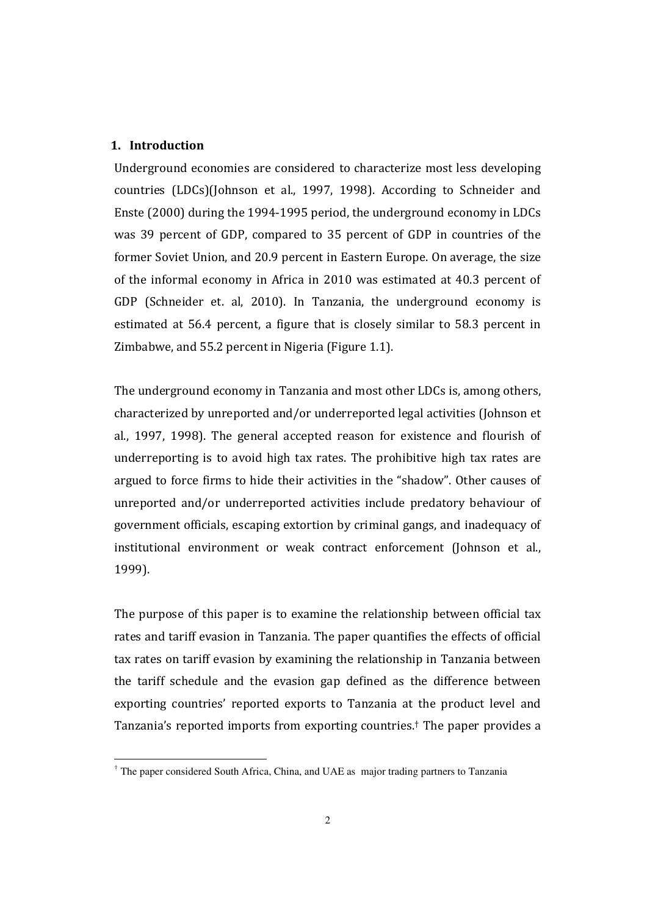## 1. Introduction

Underground economies are considered to characterize most less developing countries (LDCs)(Johnson et al., 1997, 1998). According to Schneider and Enste (2000) during the 1994-1995 period, the underground economy in LDCs was 39 percent of GDP, compared to 35 percent of GDP in countries of the former Soviet Union, and 20.9 percent in Eastern Europe. On average, the size of the informal economy in Africa in 2010 was estimated at 40.3 percent of GDP (Schneider et. al, 2010). In Tanzania, the underground economy is estimated at 56.4 percent, a figure that is closely similar to 58.3 percent in Zimbabwe, and 55.2 percent in Nigeria (Figure 1.1).

The underground economy in Tanzania and most other LDCs is, among others, characterized by unreported and/or underreported legal activities (Johnson et al., 1997, 1998). The general accepted reason for existence and flourish of underreporting is to avoid high tax rates. The prohibitive high tax rates are argued to force firms to hide their activities in the "shadow". Other causes of unreported and/or underreported activities include predatory behaviour of government officials, escaping extortion by criminal gangs, and inadequacy of institutional environment or weak contract enforcement (Johnson et al., 1999).

The purpose of this paper is to examine the relationship between official tax rates and tariff evasion in Tanzania. The paper quantifies the effects of official tax rates on tariff evasion by examining the relationship in Tanzania between the tariff schedule and the evasion gap defined as the difference between exporting countries' reported exports to Tanzania at the product level and Tanzania's reported imports from exporting countries.† The paper provides a

† The paper considered South Africa, China, and UAE as major trading partners to Tanzania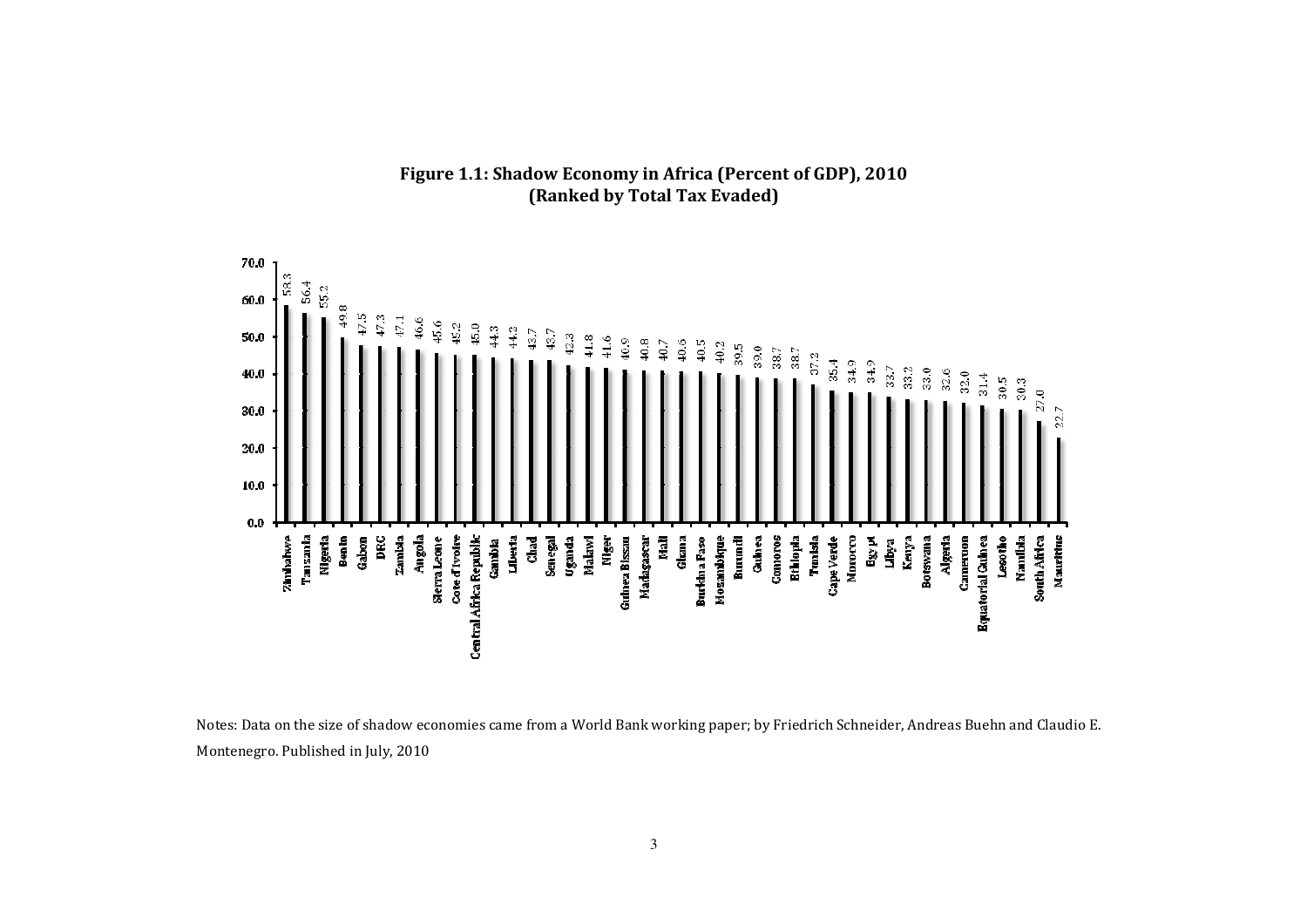**Figure 1.1: Shadow Economy in Africa (Percent of GDP), 2010**
**(Ranked by Total Tax Evaded)**

| Country | Shadow Economy (% of GDP) |
|---|---|
| Zimbabwe | 58.3 |
| Tanzania | 56.4 |
| Nigeria | 55.2 |
| Benin | 49.8 |
| Gabon | 47.5 |
| DRC | 47.3 |
| Zambia | 47.1 |
| Angola | 46.6 |
| Sierra Leone | 45.6 |
| Cote d'Ivoire | 45.2 |
| Central Africa Republic | 45.0 |
| Gambia | 44.3 |
| Liberia | 44.2 |
| Chad | 43.7 |
| Senegal | 43.7 |
| Uganda | 42.3 |
| Malawi | 41.8 |
| Niger | 41.6 |
| Guinea Bissau | 40.9 |
| Madagascar | 40.8 |
| Mali | 40.7 |
| Ghana | 40.6 |
| Burkina Faso | 40.5 |
| Mozambique | 40.2 |
| Burundi | 39.5 |
| Guinea | 39.0 |
| Comoros | 38.7 |
| Ethiopia | 38.7 |
| Tunisia | 37.2 |
| Cape Verde | 35.4 |
| Morocco | 34.9 |
| Egypt | 34.9 |
| Libya | 33.7 |
| Kenya | 33.2 |
| Botswana | 33.0 |
| Algeria | 32.6 |
| Cameroon | 32.0 |
| Equatorial Guinea | 31.4 |
| Lesotho | 30.5 |
| Namibia | 30.3 |
| South Africa | 27.0 |
| Mauritius | 22.7 |

Notes: Data on the size of shadow economies came from a World Bank working paper; by Friedrich Schneider, Andreas Buehn and Claudio E. Montenegro. Published in July, 2010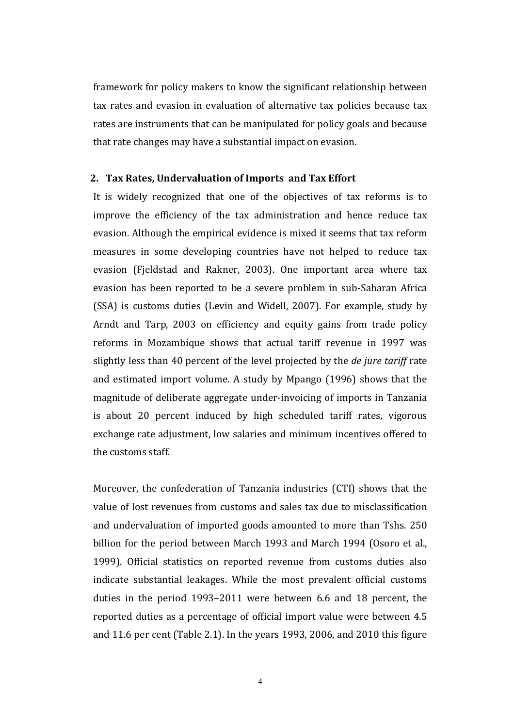framework for policy makers to know the significant relationship between tax rates and evasion in evaluation of alternative tax policies because tax rates are instruments that can be manipulated for policy goals and because that rate changes may have a substantial impact on evasion.

## 2. Tax Rates, Undervaluation of Imports and Tax Effort

It is widely recognized that one of the objectives of tax reforms is to improve the efficiency of the tax administration and hence reduce tax evasion. Although the empirical evidence is mixed it seems that tax reform measures in some developing countries have not helped to reduce tax evasion (Fjeldstad and Rakner, 2003). One important area where tax evasion has been reported to be a severe problem in sub-Saharan Africa (SSA) is customs duties (Levin and Widell, 2007). For example, study by Arndt and Tarp, 2003 on efficiency and equity gains from trade policy reforms in Mozambique shows that actual tariff revenue in 1997 was slightly less than 40 percent of the level projected by the *de jure tariff* rate and estimated import volume. A study by Mpango (1996) shows that the magnitude of deliberate aggregate under-invoicing of imports in Tanzania is about 20 percent induced by high scheduled tariff rates, vigorous exchange rate adjustment, low salaries and minimum incentives offered to the customs staff.

Moreover, the confederation of Tanzania industries (CTI) shows that the value of lost revenues from customs and sales tax due to misclassification and undervaluation of imported goods amounted to more than Tshs. 250 billion for the period between March 1993 and March 1994 (Osoro et al., 1999). Official statistics on reported revenue from customs duties also indicate substantial leakages. While the most prevalent official customs duties in the period 1993–2011 were between 6.6 and 18 percent, the reported duties as a percentage of official import value were between 4.5 and 11.6 per cent (Table 2.1). In the years 1993, 2006, and 2010 this figure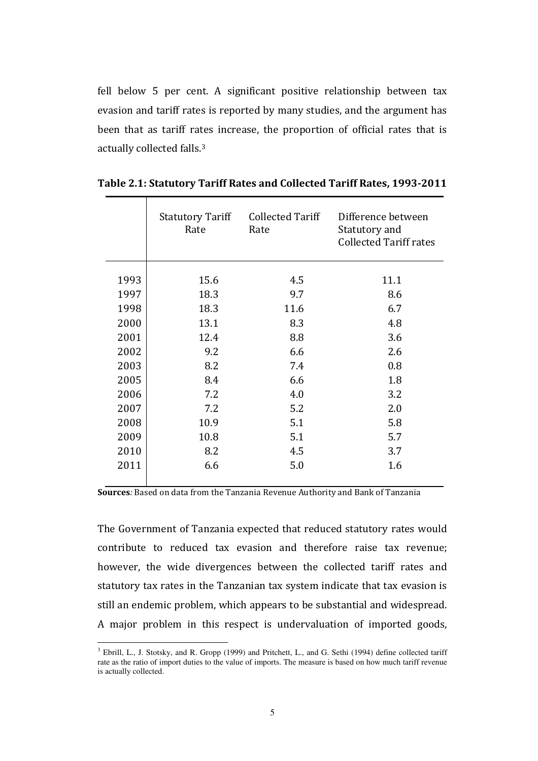fell below 5 per cent. A significant positive relationship between tax evasion and tariff rates is reported by many studies, and the argument has been that as tariff rates increase, the proportion of official rates that is actually collected falls.[3]

**Table 2.1: Statutory Tariff Rates and Collected Tariff Rates, 1993-2011**

| | Statutory Tariff Rate | Collected Tariff Rate | Difference between Statutory and Collected Tariff rates |
|---|---|---|---|
| 1993 | 15.6 | 4.5 | 11.1 |
| 1997 | 18.3 | 9.7 | 8.6 |
| 1998 | 18.3 | 11.6 | 6.7 |
| 2000 | 13.1 | 8.3 | 4.8 |
| 2001 | 12.4 | 8.8 | 3.6 |
| 2002 | 9.2 | 6.6 | 2.6 |
| 2003 | 8.2 | 7.4 | 0.8 |
| 2005 | 8.4 | 6.6 | 1.8 |
| 2006 | 7.2 | 4.0 | 3.2 |
| 2007 | 7.2 | 5.2 | 2.0 |
| 2008 | 10.9 | 5.1 | 5.8 |
| 2009 | 10.8 | 5.1 | 5.7 |
| 2010 | 8.2 | 4.5 | 3.7 |
| 2011 | 6.6 | 5.0 | 1.6 |

**Sources***:* Based on data from the Tanzania Revenue Authority and Bank of Tanzania

The Government of Tanzania expected that reduced statutory rates would contribute to reduced tax evasion and therefore raise tax revenue; however, the wide divergences between the collected tariff rates and statutory tax rates in the Tanzanian tax system indicate that tax evasion is still an endemic problem, which appears to be substantial and widespread. A major problem in this respect is undervaluation of imported goods,

[3] Ebrill, L., J. Stotsky, and R. Gropp (1999) and Pritchett, L., and G. Sethi (1994) define collected tariff rate as the ratio of import duties to the value of imports. The measure is based on how much tariff revenue is actually collected.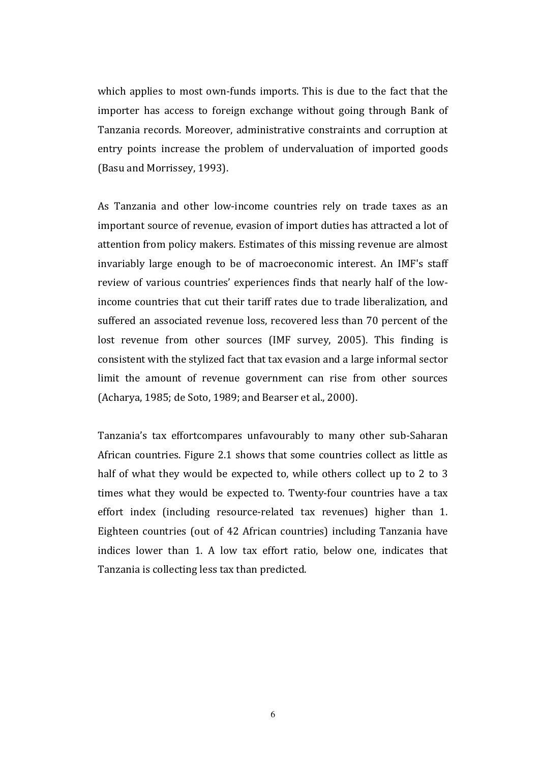which applies to most own-funds imports. This is due to the fact that the importer has access to foreign exchange without going through Bank of Tanzania records. Moreover, administrative constraints and corruption at entry points increase the problem of undervaluation of imported goods (Basu and Morrissey, 1993).

As Tanzania and other low-income countries rely on trade taxes as an important source of revenue, evasion of import duties has attracted a lot of attention from policy makers. Estimates of this missing revenue are almost invariably large enough to be of macroeconomic interest. An IMF's staff review of various countries' experiences finds that nearly half of the low-income countries that cut their tariff rates due to trade liberalization, and suffered an associated revenue loss, recovered less than 70 percent of the lost revenue from other sources (IMF survey, 2005). This finding is consistent with the stylized fact that tax evasion and a large informal sector limit the amount of revenue government can rise from other sources (Acharya, 1985; de Soto, 1989; and Bearser et al., 2000).

Tanzania's tax effortcompares unfavourably to many other sub-Saharan African countries. Figure 2.1 shows that some countries collect as little as half of what they would be expected to, while others collect up to 2 to 3 times what they would be expected to. Twenty-four countries have a tax effort index (including resource-related tax revenues) higher than 1. Eighteen countries (out of 42 African countries) including Tanzania have indices lower than 1. A low tax effort ratio, below one, indicates that Tanzania is collecting less tax than predicted.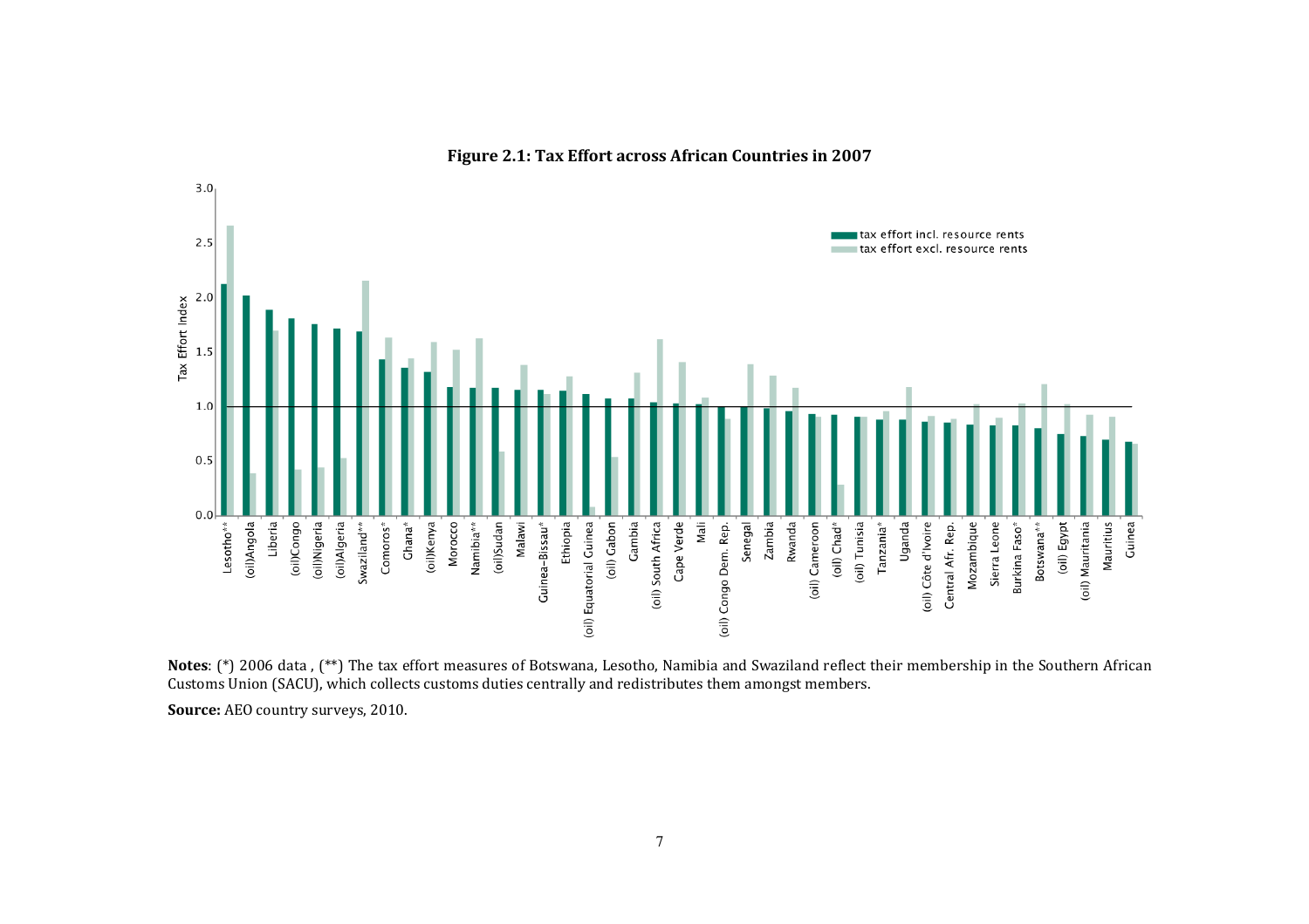**Figure 2.1: Tax Effort across African Countries in 2007**

**Notes**: (*) 2006 data , (**) The tax effort measures of Botswana, Lesotho, Namibia and Swaziland reflect their membership in the Southern African Customs Union (SACU), which collects customs duties centrally and redistributes them amongst members.

**Source:** AEO country surveys, 2010.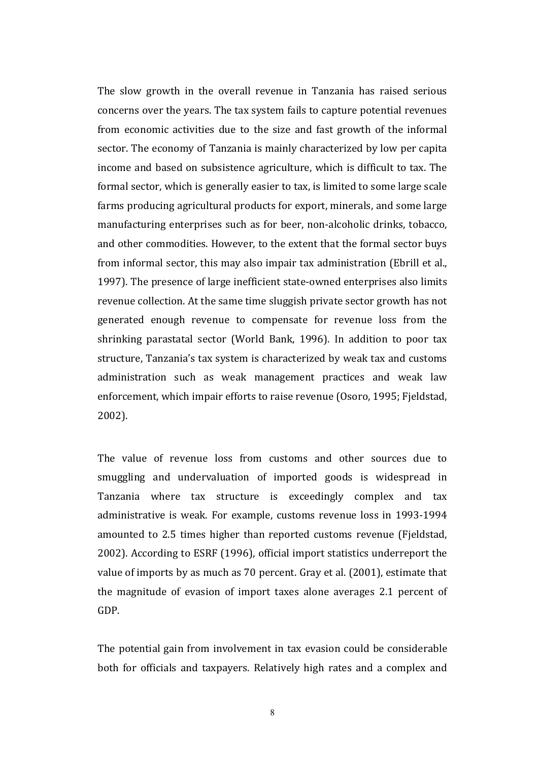The slow growth in the overall revenue in Tanzania has raised serious concerns over the years. The tax system fails to capture potential revenues from economic activities due to the size and fast growth of the informal sector. The economy of Tanzania is mainly characterized by low per capita income and based on subsistence agriculture, which is difficult to tax. The formal sector, which is generally easier to tax, is limited to some large scale farms producing agricultural products for export, minerals, and some large manufacturing enterprises such as for beer, non-alcoholic drinks, tobacco, and other commodities. However, to the extent that the formal sector buys from informal sector, this may also impair tax administration (Ebrill et al., 1997). The presence of large inefficient state-owned enterprises also limits revenue collection. At the same time sluggish private sector growth has not generated enough revenue to compensate for revenue loss from the shrinking parastatal sector (World Bank, 1996). In addition to poor tax structure, Tanzania's tax system is characterized by weak tax and customs administration such as weak management practices and weak law enforcement, which impair efforts to raise revenue (Osoro, 1995; Fjeldstad, 2002).

The value of revenue loss from customs and other sources due to smuggling and undervaluation of imported goods is widespread in Tanzania where tax structure is exceedingly complex and tax administrative is weak. For example, customs revenue loss in 1993-1994 amounted to 2.5 times higher than reported customs revenue (Fjeldstad, 2002). According to ESRF (1996), official import statistics underreport the value of imports by as much as 70 percent. Gray et al. (2001), estimate that the magnitude of evasion of import taxes alone averages 2.1 percent of GDP.

The potential gain from involvement in tax evasion could be considerable both for officials and taxpayers. Relatively high rates and a complex and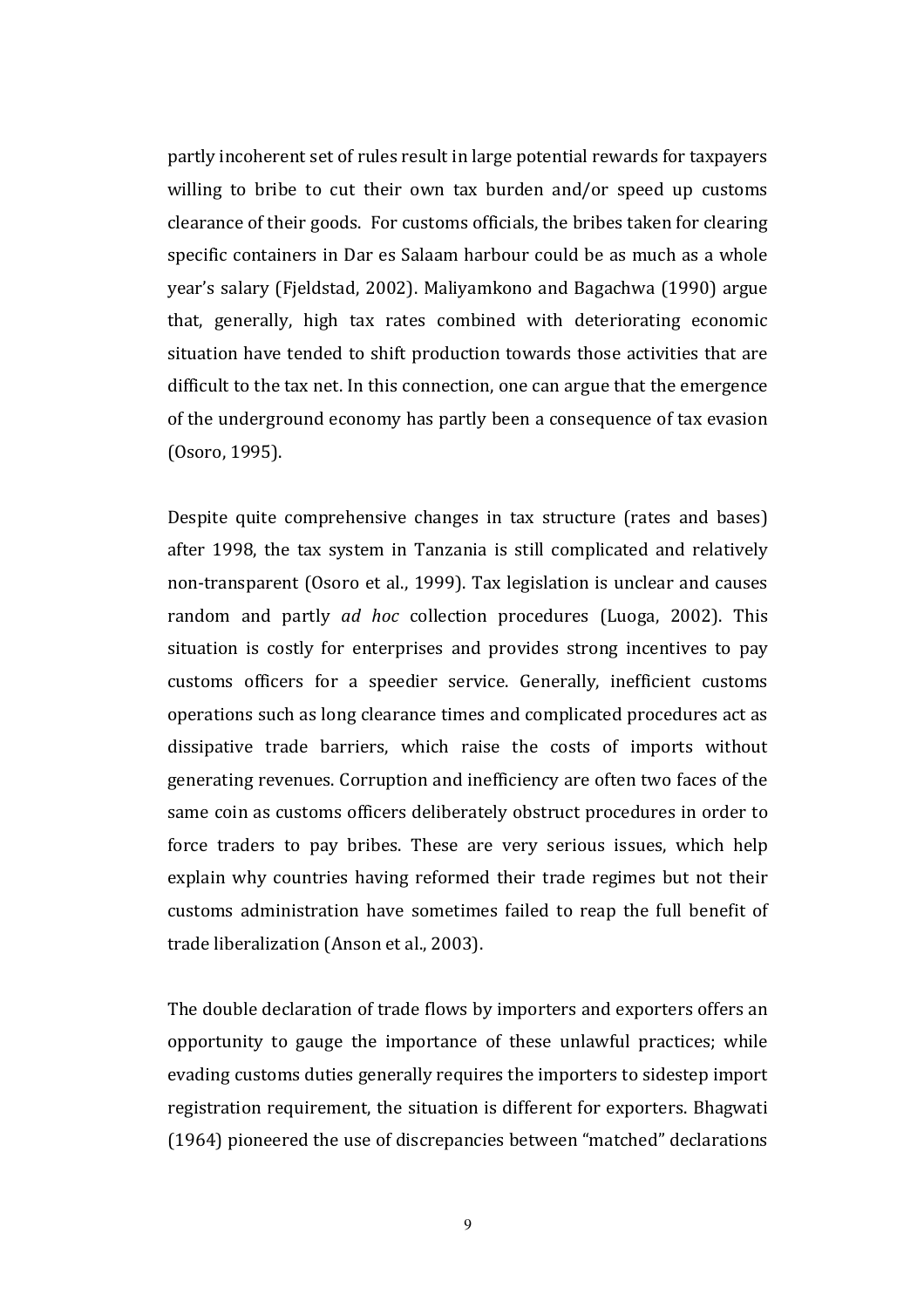partly incoherent set of rules result in large potential rewards for taxpayers willing to bribe to cut their own tax burden and/or speed up customs clearance of their goods. For customs officials, the bribes taken for clearing specific containers in Dar es Salaam harbour could be as much as a whole year's salary (Fjeldstad, 2002). Maliyamkono and Bagachwa (1990) argue that, generally, high tax rates combined with deteriorating economic situation have tended to shift production towards those activities that are difficult to the tax net. In this connection, one can argue that the emergence of the underground economy has partly been a consequence of tax evasion (Osoro, 1995).

Despite quite comprehensive changes in tax structure (rates and bases) after 1998, the tax system in Tanzania is still complicated and relatively non-transparent (Osoro et al., 1999). Tax legislation is unclear and causes random and partly *ad hoc* collection procedures (Luoga, 2002). This situation is costly for enterprises and provides strong incentives to pay customs officers for a speedier service. Generally, inefficient customs operations such as long clearance times and complicated procedures act as dissipative trade barriers, which raise the costs of imports without generating revenues. Corruption and inefficiency are often two faces of the same coin as customs officers deliberately obstruct procedures in order to force traders to pay bribes. These are very serious issues, which help explain why countries having reformed their trade regimes but not their customs administration have sometimes failed to reap the full benefit of trade liberalization (Anson et al., 2003).

The double declaration of trade flows by importers and exporters offers an opportunity to gauge the importance of these unlawful practices; while evading customs duties generally requires the importers to sidestep import registration requirement, the situation is different for exporters. Bhagwati (1964) pioneered the use of discrepancies between "matched" declarations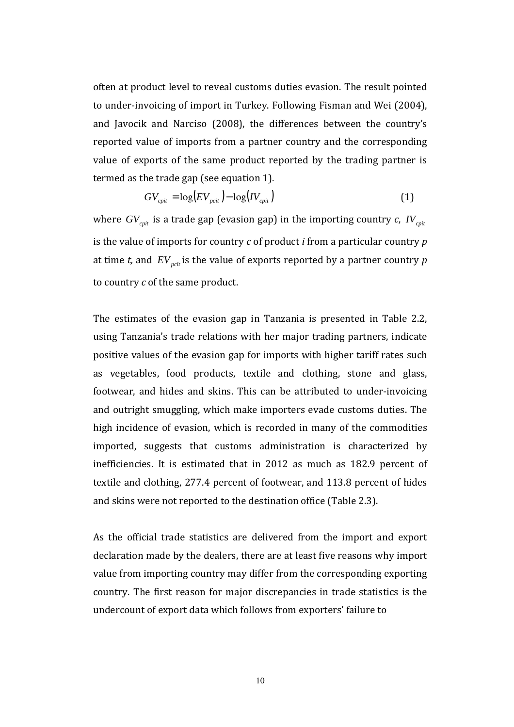often at product level to reveal customs duties evasion. The result pointed to under-invoicing of import in Turkey. Following Fisman and Wei (2004), and Javocik and Narciso (2008), the differences between the country's reported value of imports from a partner country and the corresponding value of exports of the same product reported by the trading partner is termed as the trade gap (see equation 1).

$$GV_{cpit} = \log(EV_{pcit}) - \log(IV_{cpit}) \tag{1}$$

where $GV_{cpit}$ is a trade gap (evasion gap) in the importing country *c*, $IV_{cpit}$ is the value of imports for country *c* of product *i* from a particular country *p* at time *t,* and $EV_{pcit}$ is the value of exports reported by a partner country *p* to country *c* of the same product.

The estimates of the evasion gap in Tanzania is presented in Table 2.2, using Tanzania's trade relations with her major trading partners, indicate positive values of the evasion gap for imports with higher tariff rates such as vegetables, food products, textile and clothing, stone and glass, footwear, and hides and skins. This can be attributed to under-invoicing and outright smuggling, which make importers evade customs duties. The high incidence of evasion, which is recorded in many of the commodities imported, suggests that customs administration is characterized by inefficiencies. It is estimated that in 2012 as much as 182.9 percent of textile and clothing, 277.4 percent of footwear, and 113.8 percent of hides and skins were not reported to the destination office (Table 2.3).

As the official trade statistics are delivered from the import and export declaration made by the dealers, there are at least five reasons why import value from importing country may differ from the corresponding exporting country. The first reason for major discrepancies in trade statistics is the undercount of export data which follows from exporters' failure to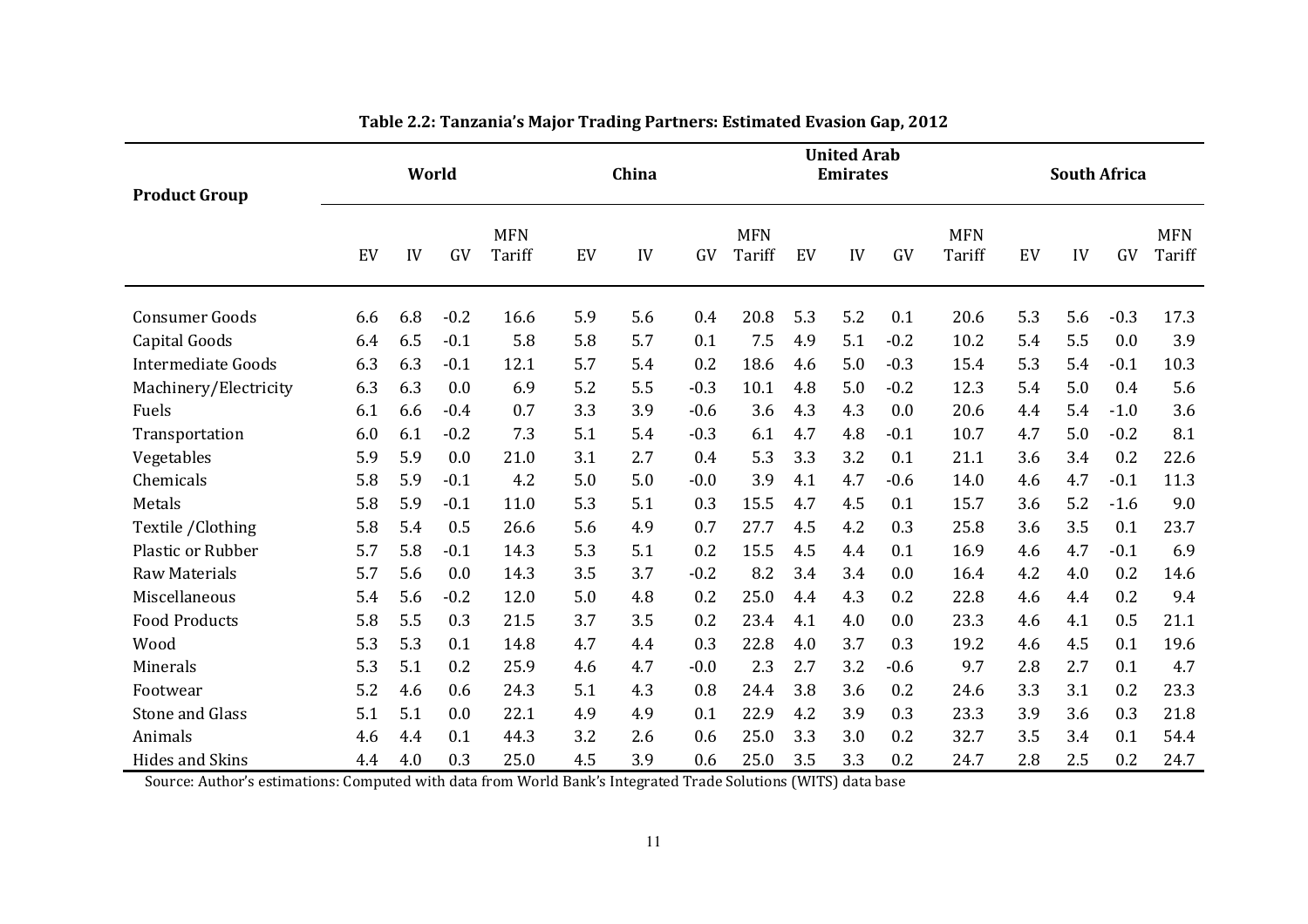**Table 2.2: Tanzania's Major Trading Partners: Estimated Evasion Gap, 2012**

| Product Group | World | | | | China | | | | United Arab Emirates | | | | South Africa | | | |
|---|---|---|---|---|---|---|---|---|---|---|---|---|---|---|---|---|
| | EV | IV | GV | MFN Tariff | EV | IV | GV | MFN Tariff | EV | IV | GV | MFN Tariff | EV | IV | GV | MFN Tariff |
| Consumer Goods | 6.6 | 6.8 | -0.2 | 16.6 | 5.9 | 5.6 | 0.4 | 20.8 | 5.3 | 5.2 | 0.1 | 20.6 | 5.3 | 5.6 | -0.3 | 17.3 |
| Capital Goods | 6.4 | 6.5 | -0.1 | 5.8 | 5.8 | 5.7 | 0.1 | 7.5 | 4.9 | 5.1 | -0.2 | 10.2 | 5.4 | 5.5 | 0.0 | 3.9 |
| Intermediate Goods | 6.3 | 6.3 | -0.1 | 12.1 | 5.7 | 5.4 | 0.2 | 18.6 | 4.6 | 5.0 | -0.3 | 15.4 | 5.3 | 5.4 | -0.1 | 10.3 |
| Machinery/Electricity | 6.3 | 6.3 | 0.0 | 6.9 | 5.2 | 5.5 | -0.3 | 10.1 | 4.8 | 5.0 | -0.2 | 12.3 | 5.4 | 5.0 | 0.4 | 5.6 |
| Fuels | 6.1 | 6.6 | -0.4 | 0.7 | 3.3 | 3.9 | -0.6 | 3.6 | 4.3 | 4.3 | 0.0 | 20.6 | 4.4 | 5.4 | -1.0 | 3.6 |
| Transportation | 6.0 | 6.1 | -0.2 | 7.3 | 5.1 | 5.4 | -0.3 | 6.1 | 4.7 | 4.8 | -0.1 | 10.7 | 4.7 | 5.0 | -0.2 | 8.1 |
| Vegetables | 5.9 | 5.9 | 0.0 | 21.0 | 3.1 | 2.7 | 0.4 | 5.3 | 3.3 | 3.2 | 0.1 | 21.1 | 3.6 | 3.4 | 0.2 | 22.6 |
| Chemicals | 5.8 | 5.9 | -0.1 | 4.2 | 5.0 | 5.0 | -0.0 | 3.9 | 4.1 | 4.7 | -0.6 | 14.0 | 4.6 | 4.7 | -0.1 | 11.3 |
| Metals | 5.8 | 5.9 | -0.1 | 11.0 | 5.3 | 5.1 | 0.3 | 15.5 | 4.7 | 4.5 | 0.1 | 15.7 | 3.6 | 5.2 | -1.6 | 9.0 |
| Textile /Clothing | 5.8 | 5.4 | 0.5 | 26.6 | 5.6 | 4.9 | 0.7 | 27.7 | 4.5 | 4.2 | 0.3 | 25.8 | 3.6 | 3.5 | 0.1 | 23.7 |
| Plastic or Rubber | 5.7 | 5.8 | -0.1 | 14.3 | 5.3 | 5.1 | 0.2 | 15.5 | 4.5 | 4.4 | 0.1 | 16.9 | 4.6 | 4.7 | -0.1 | 6.9 |
| Raw Materials | 5.7 | 5.6 | 0.0 | 14.3 | 3.5 | 3.7 | -0.2 | 8.2 | 3.4 | 3.4 | 0.0 | 16.4 | 4.2 | 4.0 | 0.2 | 14.6 |
| Miscellaneous | 5.4 | 5.6 | -0.2 | 12.0 | 5.0 | 4.8 | 0.2 | 25.0 | 4.4 | 4.3 | 0.2 | 22.8 | 4.6 | 4.4 | 0.2 | 9.4 |
| Food Products | 5.8 | 5.5 | 0.3 | 21.5 | 3.7 | 3.5 | 0.2 | 23.4 | 4.1 | 4.0 | 0.0 | 23.3 | 4.6 | 4.1 | 0.5 | 21.1 |
| Wood | 5.3 | 5.3 | 0.1 | 14.8 | 4.7 | 4.4 | 0.3 | 22.8 | 4.0 | 3.7 | 0.3 | 19.2 | 4.6 | 4.5 | 0.1 | 19.6 |
| Minerals | 5.3 | 5.1 | 0.2 | 25.9 | 4.6 | 4.7 | -0.0 | 2.3 | 2.7 | 3.2 | -0.6 | 9.7 | 2.8 | 2.7 | 0.1 | 4.7 |
| Footwear | 5.2 | 4.6 | 0.6 | 24.3 | 5.1 | 4.3 | 0.8 | 24.4 | 3.8 | 3.6 | 0.2 | 24.6 | 3.3 | 3.1 | 0.2 | 23.3 |
| Stone and Glass | 5.1 | 5.1 | 0.0 | 22.1 | 4.9 | 4.9 | 0.1 | 22.9 | 4.2 | 3.9 | 0.3 | 23.3 | 3.9 | 3.6 | 0.3 | 21.8 |
| Animals | 4.6 | 4.4 | 0.1 | 44.3 | 3.2 | 2.6 | 0.6 | 25.0 | 3.3 | 3.0 | 0.2 | 32.7 | 3.5 | 3.4 | 0.1 | 54.4 |
| Hides and Skins | 4.4 | 4.0 | 0.3 | 25.0 | 4.5 | 3.9 | 0.6 | 25.0 | 3.5 | 3.3 | 0.2 | 24.7 | 2.8 | 2.5 | 0.2 | 24.7 |

Source: Author's estimations: Computed with data from World Bank's Integrated Trade Solutions (WITS) data base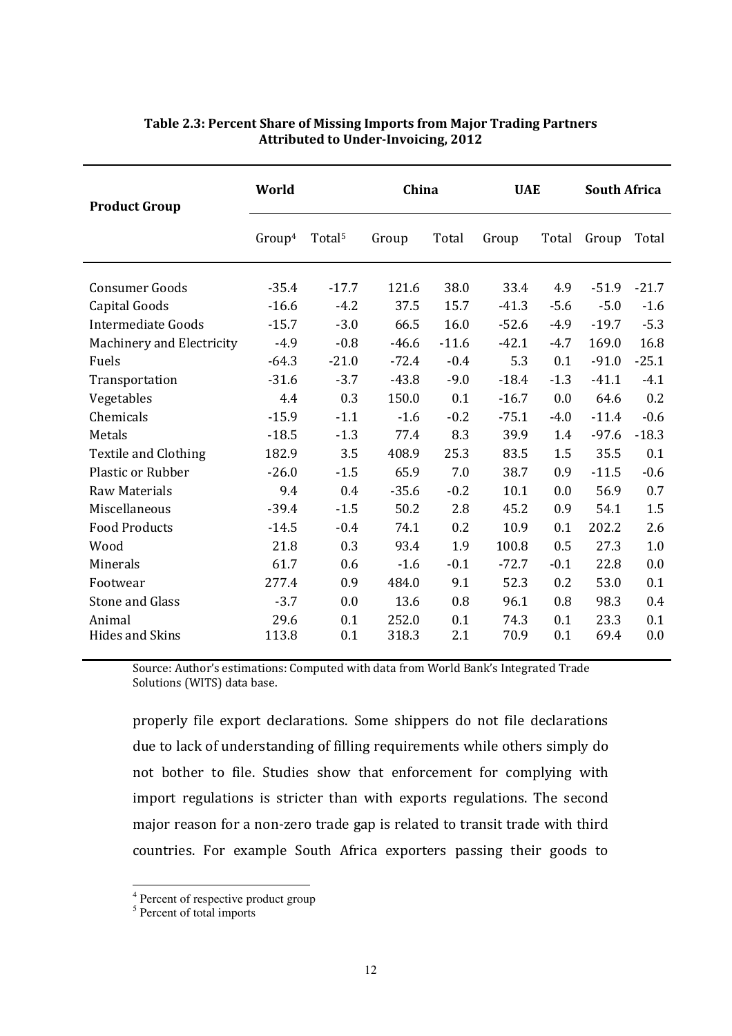**Table 2.3: Percent Share of Missing Imports from Major Trading Partners Attributed to Under-Invoicing, 2012**

| Product Group | World | | China | | UAE | | South Africa | |
|---|---|---|---|---|---|---|---|---|
| | Group[4] | Total[5] | Group | Total | Group | Total | Group | Total |
| Consumer Goods | -35.4 | -17.7 | 121.6 | 38.0 | 33.4 | 4.9 | -51.9 | -21.7 |
| Capital Goods | -16.6 | -4.2 | 37.5 | 15.7 | -41.3 | -5.6 | -5.0 | -1.6 |
| Intermediate Goods | -15.7 | -3.0 | 66.5 | 16.0 | -52.6 | -4.9 | -19.7 | -5.3 |
| Machinery and Electricity | -4.9 | -0.8 | -46.6 | -11.6 | -42.1 | -4.7 | 169.0 | 16.8 |
| Fuels | -64.3 | -21.0 | -72.4 | -0.4 | 5.3 | 0.1 | -91.0 | -25.1 |
| Transportation | -31.6 | -3.7 | -43.8 | -9.0 | -18.4 | -1.3 | -41.1 | -4.1 |
| Vegetables | 4.4 | 0.3 | 150.0 | 0.1 | -16.7 | 0.0 | 64.6 | 0.2 |
| Chemicals | -15.9 | -1.1 | -1.6 | -0.2 | -75.1 | -4.0 | -11.4 | -0.6 |
| Metals | -18.5 | -1.3 | 77.4 | 8.3 | 39.9 | 1.4 | -97.6 | -18.3 |
| Textile and Clothing | 182.9 | 3.5 | 408.9 | 25.3 | 83.5 | 1.5 | 35.5 | 0.1 |
| Plastic or Rubber | -26.0 | -1.5 | 65.9 | 7.0 | 38.7 | 0.9 | -11.5 | -0.6 |
| Raw Materials | 9.4 | 0.4 | -35.6 | -0.2 | 10.1 | 0.0 | 56.9 | 0.7 |
| Miscellaneous | -39.4 | -1.5 | 50.2 | 2.8 | 45.2 | 0.9 | 54.1 | 1.5 |
| Food Products | -14.5 | -0.4 | 74.1 | 0.2 | 10.9 | 0.1 | 202.2 | 2.6 |
| Wood | 21.8 | 0.3 | 93.4 | 1.9 | 100.8 | 0.5 | 27.3 | 1.0 |
| Minerals | 61.7 | 0.6 | -1.6 | -0.1 | -72.7 | -0.1 | 22.8 | 0.0 |
| Footwear | 277.4 | 0.9 | 484.0 | 9.1 | 52.3 | 0.2 | 53.0 | 0.1 |
| Stone and Glass | -3.7 | 0.0 | 13.6 | 0.8 | 96.1 | 0.8 | 98.3 | 0.4 |
| Animal | 29.6 | 0.1 | 252.0 | 0.1 | 74.3 | 0.1 | 23.3 | 0.1 |
| Hides and Skins | 113.8 | 0.1 | 318.3 | 2.1 | 70.9 | 0.1 | 69.4 | 0.0 |

Source: Author's estimations: Computed with data from World Bank's Integrated Trade Solutions (WITS) data base.

properly file export declarations. Some shippers do not file declarations due to lack of understanding of filling requirements while others simply do not bother to file. Studies show that enforcement for complying with import regulations is stricter than with exports regulations. The second major reason for a non-zero trade gap is related to transit trade with third countries. For example South Africa exporters passing their goods to

[4] Percent of respective product group

[5] Percent of total imports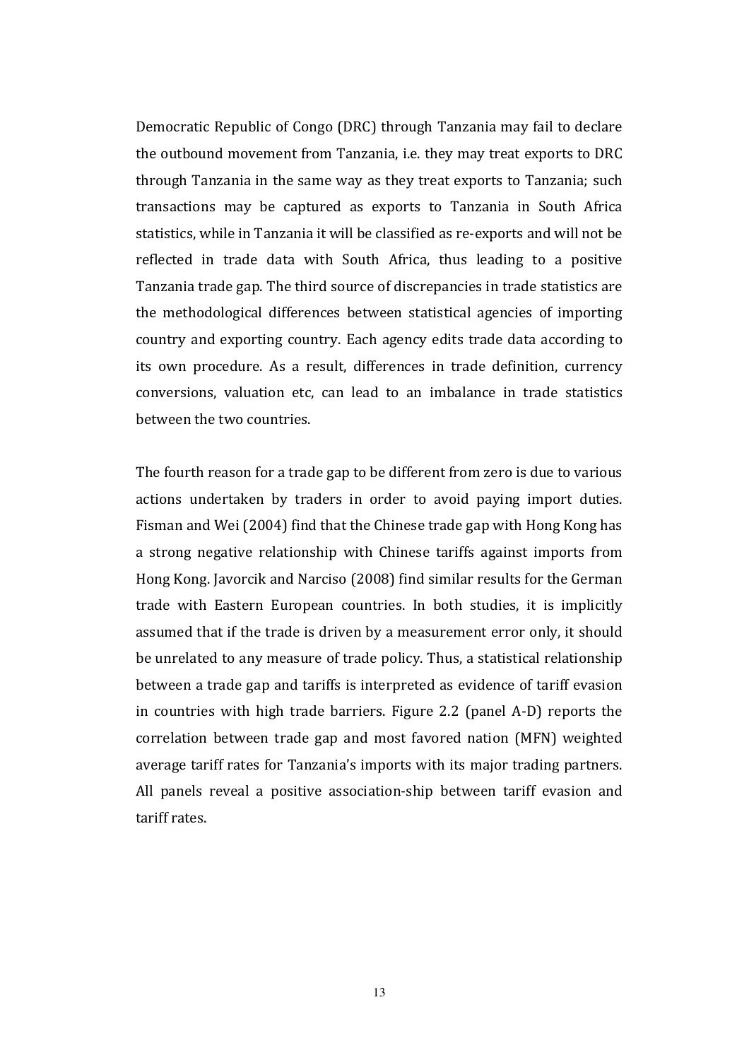Democratic Republic of Congo (DRC) through Tanzania may fail to declare the outbound movement from Tanzania, i.e. they may treat exports to DRC through Tanzania in the same way as they treat exports to Tanzania; such transactions may be captured as exports to Tanzania in South Africa statistics, while in Tanzania it will be classified as re-exports and will not be reflected in trade data with South Africa, thus leading to a positive Tanzania trade gap. The third source of discrepancies in trade statistics are the methodological differences between statistical agencies of importing country and exporting country. Each agency edits trade data according to its own procedure. As a result, differences in trade definition, currency conversions, valuation etc, can lead to an imbalance in trade statistics between the two countries.

The fourth reason for a trade gap to be different from zero is due to various actions undertaken by traders in order to avoid paying import duties. Fisman and Wei (2004) find that the Chinese trade gap with Hong Kong has a strong negative relationship with Chinese tariffs against imports from Hong Kong. Javorcik and Narciso (2008) find similar results for the German trade with Eastern European countries. In both studies, it is implicitly assumed that if the trade is driven by a measurement error only, it should be unrelated to any measure of trade policy. Thus, a statistical relationship between a trade gap and tariffs is interpreted as evidence of tariff evasion in countries with high trade barriers. Figure 2.2 (panel A-D) reports the correlation between trade gap and most favored nation (MFN) weighted average tariff rates for Tanzania's imports with its major trading partners. All panels reveal a positive association-ship between tariff evasion and tariff rates.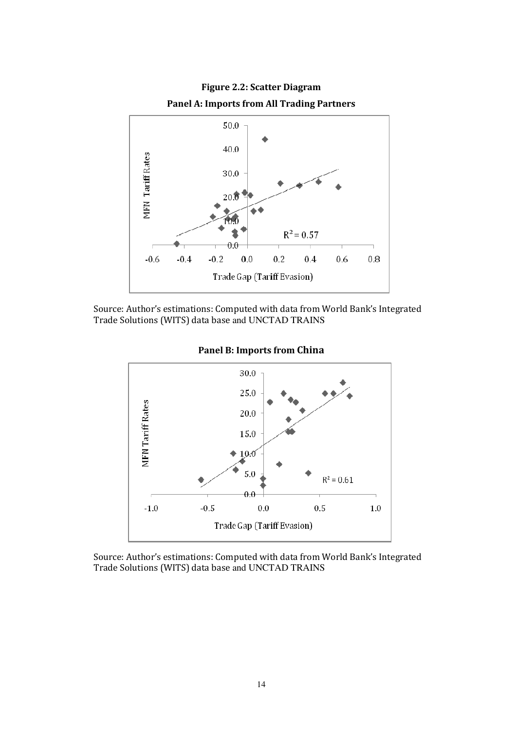**Figure 2.2: Scatter Diagram**

**Panel A: Imports from All Trading Partners**

Source: Author's estimations: Computed with data from World Bank's Integrated Trade Solutions (WITS) data base and UNCTAD TRAINS

**Panel B: Imports from China**

Source: Author's estimations: Computed with data from World Bank's Integrated Trade Solutions (WITS) data base and UNCTAD TRAINS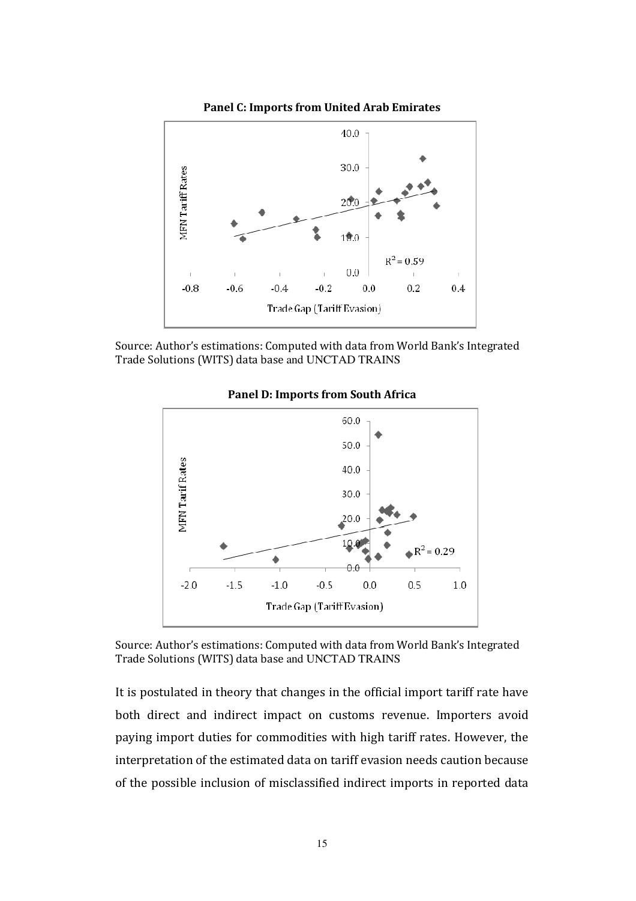**Panel C: Imports from United Arab Emirates**

Source: Author's estimations: Computed with data from World Bank's Integrated Trade Solutions (WITS) data base and UNCTAD TRAINS

**Panel D: Imports from South Africa**

Source: Author's estimations: Computed with data from World Bank's Integrated Trade Solutions (WITS) data base and UNCTAD TRAINS

It is postulated in theory that changes in the official import tariff rate have both direct and indirect impact on customs revenue. Importers avoid paying import duties for commodities with high tariff rates. However, the interpretation of the estimated data on tariff evasion needs caution because of the possible inclusion of misclassified indirect imports in reported data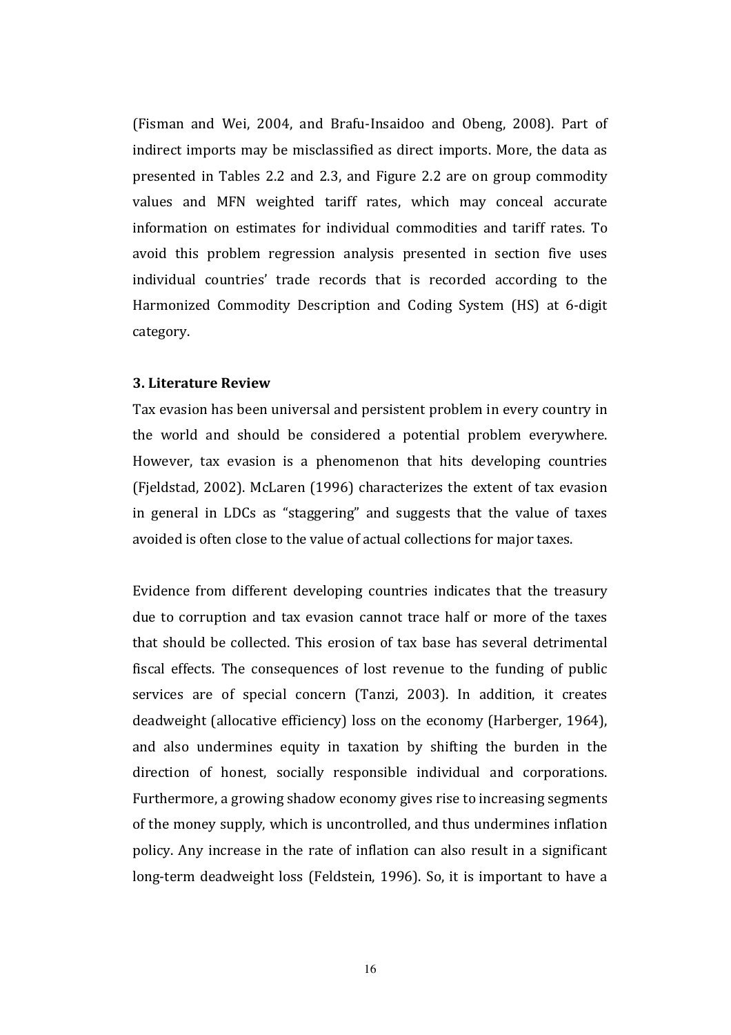(Fisman and Wei, 2004, and Brafu-Insaidoo and Obeng, 2008). Part of indirect imports may be misclassified as direct imports. More, the data as presented in Tables 2.2 and 2.3, and Figure 2.2 are on group commodity values and MFN weighted tariff rates, which may conceal accurate information on estimates for individual commodities and tariff rates. To avoid this problem regression analysis presented in section five uses individual countries' trade records that is recorded according to the Harmonized Commodity Description and Coding System (HS) at 6-digit category.

### 3. Literature Review

Tax evasion has been universal and persistent problem in every country in the world and should be considered a potential problem everywhere. However, tax evasion is a phenomenon that hits developing countries (Fjeldstad, 2002). McLaren (1996) characterizes the extent of tax evasion in general in LDCs as "staggering" and suggests that the value of taxes avoided is often close to the value of actual collections for major taxes.

Evidence from different developing countries indicates that the treasury due to corruption and tax evasion cannot trace half or more of the taxes that should be collected. This erosion of tax base has several detrimental fiscal effects. The consequences of lost revenue to the funding of public services are of special concern (Tanzi, 2003). In addition, it creates deadweight (allocative efficiency) loss on the economy (Harberger, 1964), and also undermines equity in taxation by shifting the burden in the direction of honest, socially responsible individual and corporations. Furthermore, a growing shadow economy gives rise to increasing segments of the money supply, which is uncontrolled, and thus undermines inflation policy. Any increase in the rate of inflation can also result in a significant long-term deadweight loss (Feldstein, 1996). So, it is important to have a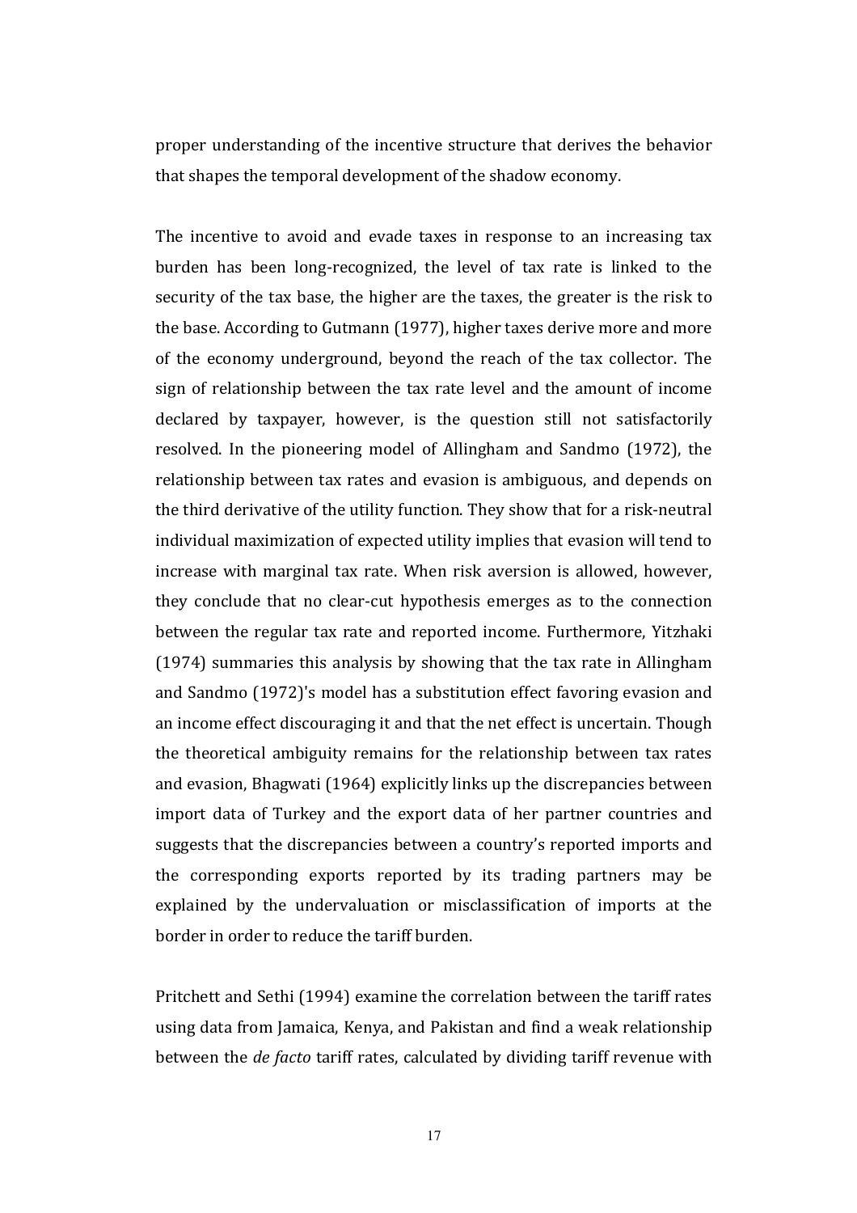proper understanding of the incentive structure that derives the behavior that shapes the temporal development of the shadow economy.

The incentive to avoid and evade taxes in response to an increasing tax burden has been long-recognized, the level of tax rate is linked to the security of the tax base, the higher are the taxes, the greater is the risk to the base. According to Gutmann (1977), higher taxes derive more and more of the economy underground, beyond the reach of the tax collector. The sign of relationship between the tax rate level and the amount of income declared by taxpayer, however, is the question still not satisfactorily resolved. In the pioneering model of Allingham and Sandmo (1972), the relationship between tax rates and evasion is ambiguous, and depends on the third derivative of the utility function. They show that for a risk-neutral individual maximization of expected utility implies that evasion will tend to increase with marginal tax rate. When risk aversion is allowed, however, they conclude that no clear-cut hypothesis emerges as to the connection between the regular tax rate and reported income. Furthermore, Yitzhaki (1974) summaries this analysis by showing that the tax rate in Allingham and Sandmo (1972)'s model has a substitution effect favoring evasion and an income effect discouraging it and that the net effect is uncertain. Though the theoretical ambiguity remains for the relationship between tax rates and evasion, Bhagwati (1964) explicitly links up the discrepancies between import data of Turkey and the export data of her partner countries and suggests that the discrepancies between a country's reported imports and the corresponding exports reported by its trading partners may be explained by the undervaluation or misclassification of imports at the border in order to reduce the tariff burden.

Pritchett and Sethi (1994) examine the correlation between the tariff rates using data from Jamaica, Kenya, and Pakistan and find a weak relationship between the *de facto* tariff rates, calculated by dividing tariff revenue with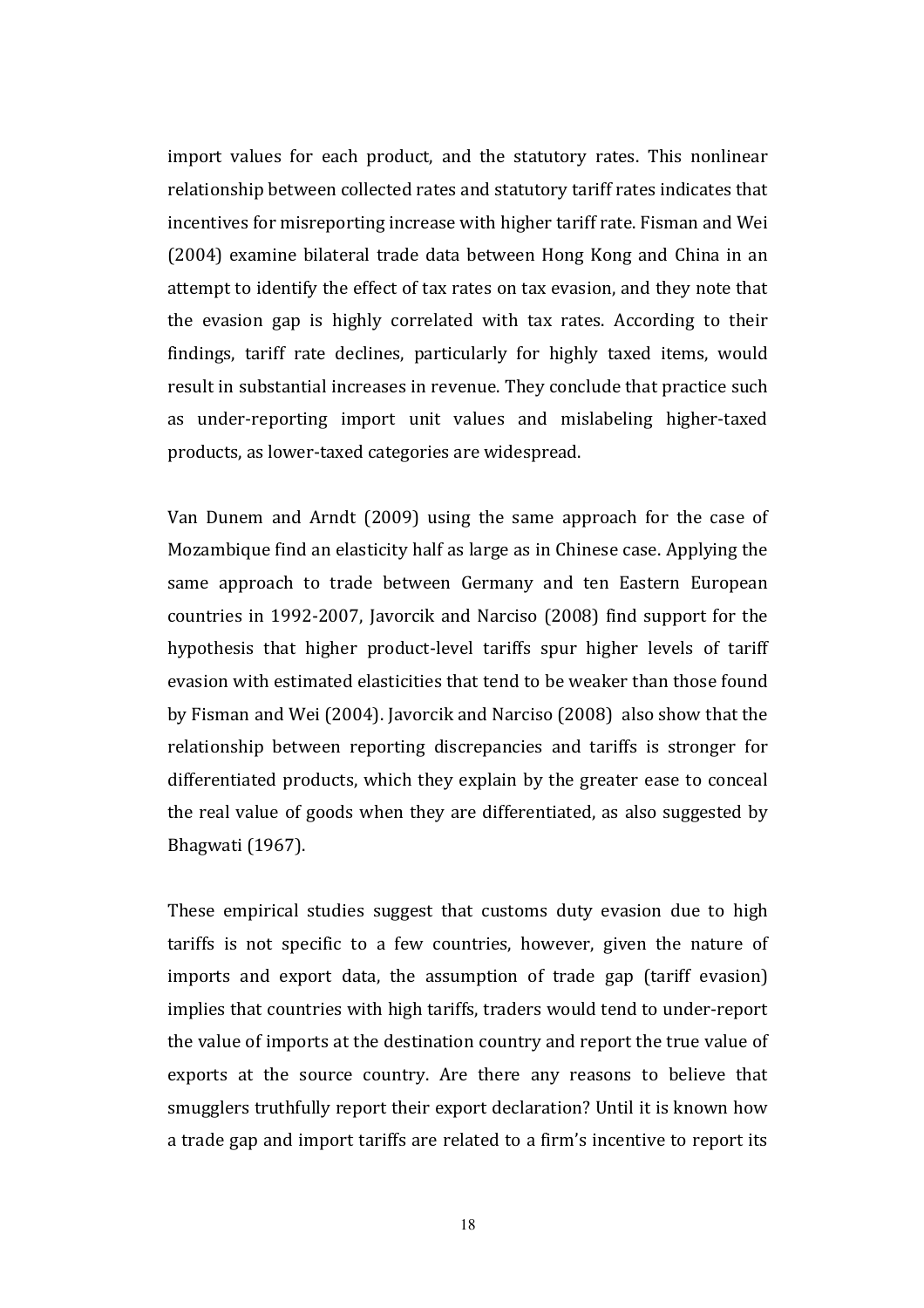import values for each product, and the statutory rates. This nonlinear relationship between collected rates and statutory tariff rates indicates that incentives for misreporting increase with higher tariff rate. Fisman and Wei (2004) examine bilateral trade data between Hong Kong and China in an attempt to identify the effect of tax rates on tax evasion, and they note that the evasion gap is highly correlated with tax rates. According to their findings, tariff rate declines, particularly for highly taxed items, would result in substantial increases in revenue. They conclude that practice such as under-reporting import unit values and mislabeling higher-taxed products, as lower-taxed categories are widespread.

Van Dunem and Arndt (2009) using the same approach for the case of Mozambique find an elasticity half as large as in Chinese case. Applying the same approach to trade between Germany and ten Eastern European countries in 1992-2007, Javorcik and Narciso (2008) find support for the hypothesis that higher product-level tariffs spur higher levels of tariff evasion with estimated elasticities that tend to be weaker than those found by Fisman and Wei (2004). Javorcik and Narciso (2008) also show that the relationship between reporting discrepancies and tariffs is stronger for differentiated products, which they explain by the greater ease to conceal the real value of goods when they are differentiated, as also suggested by Bhagwati (1967).

These empirical studies suggest that customs duty evasion due to high tariffs is not specific to a few countries, however, given the nature of imports and export data, the assumption of trade gap (tariff evasion) implies that countries with high tariffs, traders would tend to under-report the value of imports at the destination country and report the true value of exports at the source country. Are there any reasons to believe that smugglers truthfully report their export declaration? Until it is known how a trade gap and import tariffs are related to a firm's incentive to report its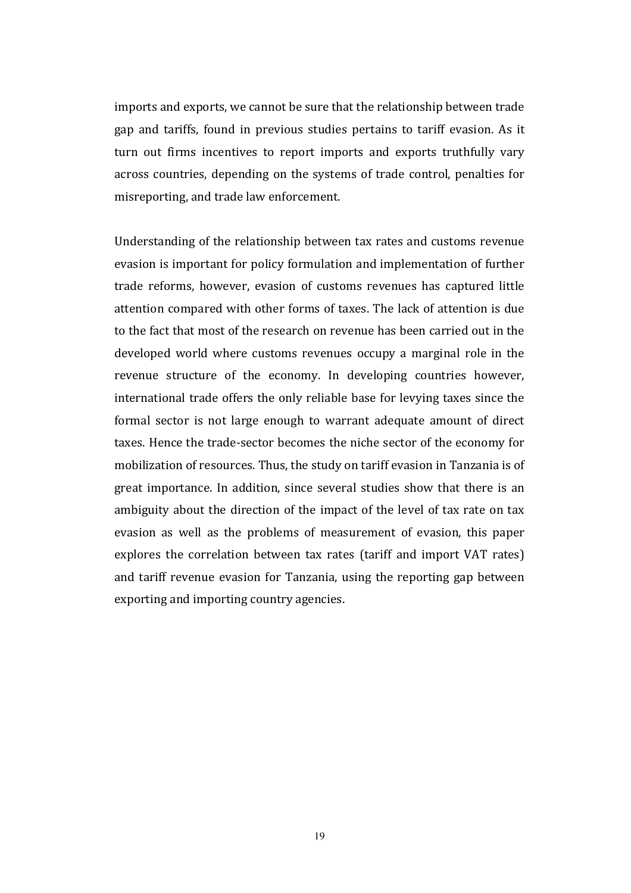imports and exports, we cannot be sure that the relationship between trade gap and tariffs, found in previous studies pertains to tariff evasion. As it turn out firms incentives to report imports and exports truthfully vary across countries, depending on the systems of trade control, penalties for misreporting, and trade law enforcement.

Understanding of the relationship between tax rates and customs revenue evasion is important for policy formulation and implementation of further trade reforms, however, evasion of customs revenues has captured little attention compared with other forms of taxes. The lack of attention is due to the fact that most of the research on revenue has been carried out in the developed world where customs revenues occupy a marginal role in the revenue structure of the economy. In developing countries however, international trade offers the only reliable base for levying taxes since the formal sector is not large enough to warrant adequate amount of direct taxes. Hence the trade-sector becomes the niche sector of the economy for mobilization of resources. Thus, the study on tariff evasion in Tanzania is of great importance. In addition, since several studies show that there is an ambiguity about the direction of the impact of the level of tax rate on tax evasion as well as the problems of measurement of evasion, this paper explores the correlation between tax rates (tariff and import VAT rates) and tariff revenue evasion for Tanzania, using the reporting gap between exporting and importing country agencies.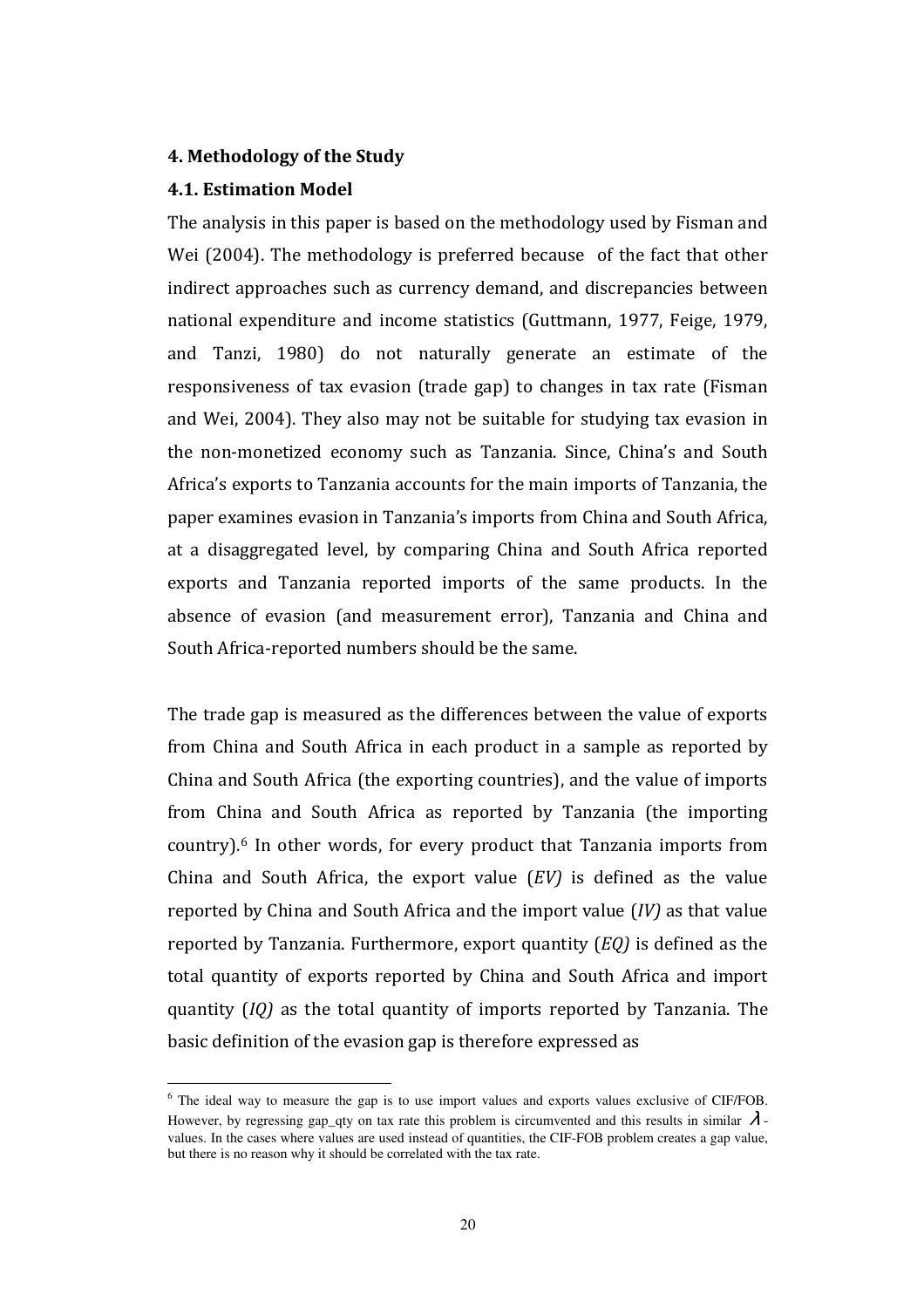### 4. Methodology of the Study

#### 4.1. Estimation Model

The analysis in this paper is based on the methodology used by Fisman and Wei (2004). The methodology is preferred because of the fact that other indirect approaches such as currency demand, and discrepancies between national expenditure and income statistics (Guttmann, 1977, Feige, 1979, and Tanzi, 1980) do not naturally generate an estimate of the responsiveness of tax evasion (trade gap) to changes in tax rate (Fisman and Wei, 2004). They also may not be suitable for studying tax evasion in the non-monetized economy such as Tanzania. Since, China's and South Africa's exports to Tanzania accounts for the main imports of Tanzania, the paper examines evasion in Tanzania's imports from China and South Africa, at a disaggregated level, by comparing China and South Africa reported exports and Tanzania reported imports of the same products. In the absence of evasion (and measurement error), Tanzania and China and South Africa-reported numbers should be the same.

The trade gap is measured as the differences between the value of exports from China and South Africa in each product in a sample as reported by China and South Africa (the exporting countries), and the value of imports from China and South Africa as reported by Tanzania (the importing country).[6] In other words, for every product that Tanzania imports from China and South Africa, the export value (*EV)* is defined as the value reported by China and South Africa and the import value (*IV)* as that value reported by Tanzania. Furthermore, export quantity (*EQ)* is defined as the total quantity of exports reported by China and South Africa and import quantity (*IQ)* as the total quantity of imports reported by Tanzania. The basic definition of the evasion gap is therefore expressed as

[6] The ideal way to measure the gap is to use import values and exports values exclusive of CIF/FOB. However, by regressing gap_qty on tax rate this problem is circumvented and this results in similar $\lambda$-values. In the cases where values are used instead of quantities, the CIF-FOB problem creates a gap value, but there is no reason why it should be correlated with the tax rate.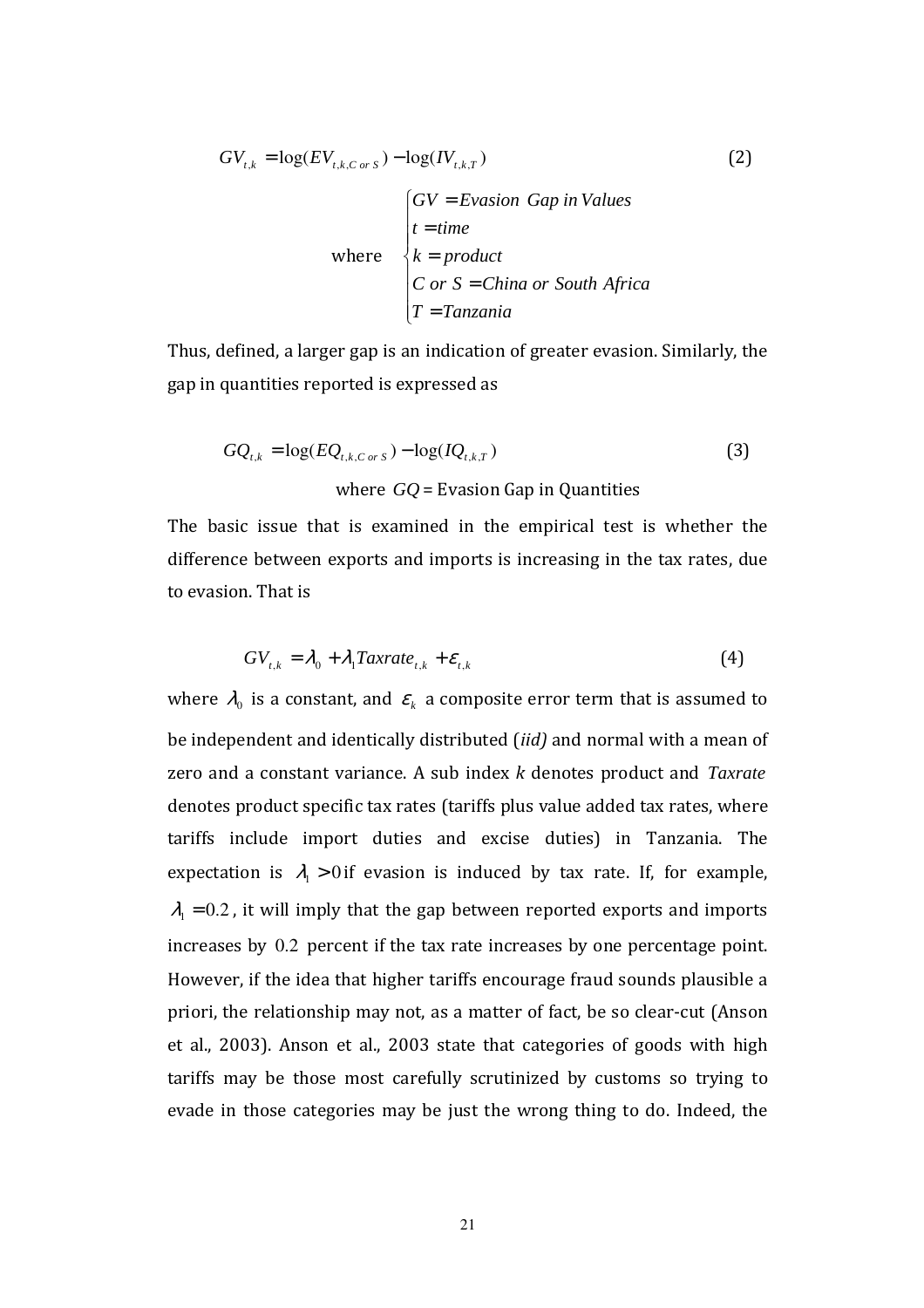$$GV_{t,k} = \log(EV_{t,k,C\ or\ S}) - \log(IV_{t,k,T}) \qquad (2)$$

$$\text{where} \quad \begin{cases} GV = Evasion\ \ Gap\ in\ Values \\ t = time \\ k = product \\ C\ or\ S = China\ or\ South\ Africa \\ T = Tanzania \end{cases}$$

Thus, defined, a larger gap is an indication of greater evasion. Similarly, the gap in quantities reported is expressed as

$$GQ_{t,k} = \log(EQ_{t,k,C\ or\ S}) - \log(IQ_{t,k,T}) \qquad (3)$$

where $GQ$ = Evasion Gap in Quantities

The basic issue that is examined in the empirical test is whether the difference between exports and imports is increasing in the tax rates, due to evasion. That is

$$GV_{t,k} = \lambda_0 + \lambda_1 Taxrate_{t,k} + \varepsilon_{t,k} \qquad (4)$$

where $\lambda_0$ is a constant, and $\varepsilon_k$ a composite error term that is assumed to be independent and identically distributed (*iid)* and normal with a mean of zero and a constant variance. A sub index *k* denotes product and *Taxrate* denotes product specific tax rates (tariffs plus value added tax rates, where tariffs include import duties and excise duties) in Tanzania. The expectation is $\lambda_1 > 0$ if evasion is induced by tax rate. If, for example, $\lambda_1 = 0.2$, it will imply that the gap between reported exports and imports increases by $0.2$ percent if the tax rate increases by one percentage point. However, if the idea that higher tariffs encourage fraud sounds plausible a priori, the relationship may not, as a matter of fact, be so clear-cut (Anson et al., 2003). Anson et al., 2003 state that categories of goods with high tariffs may be those most carefully scrutinized by customs so trying to evade in those categories may be just the wrong thing to do. Indeed, the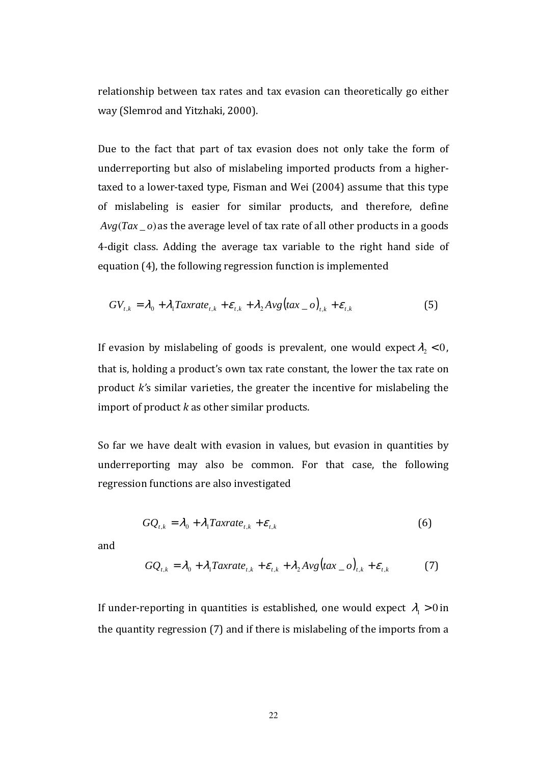relationship between tax rates and tax evasion can theoretically go either way (Slemrod and Yitzhaki, 2000).

Due to the fact that part of tax evasion does not only take the form of underreporting but also of mislabeling imported products from a higher-taxed to a lower-taxed type, Fisman and Wei (2004) assume that this type of mislabeling is easier for similar products, and therefore, define $Avg(Tax\_o)$ as the average level of tax rate of all other products in a goods 4-digit class. Adding the average tax variable to the right hand side of equation (4), the following regression function is implemented

$$GV_{t,k} = \lambda_0 + \lambda_1 Taxrate_{t,k} + \varepsilon_{t,k} + \lambda_2 Avg(tax\_o)_{t,k} + \varepsilon_{t,k} \tag{5}$$

If evasion by mislabeling of goods is prevalent, one would expect $\lambda_2 < 0$, that is, holding a product's own tax rate constant, the lower the tax rate on product *k*'s similar varieties, the greater the incentive for mislabeling the import of product *k* as other similar products.

So far we have dealt with evasion in values, but evasion in quantities by underreporting may also be common. For that case, the following regression functions are also investigated

$$GQ_{t,k} = \lambda_0 + \lambda_1 Taxrate_{t,k} + \varepsilon_{t,k} \tag{6}$$

and

$$GQ_{t,k} = \lambda_0 + \lambda_1 Taxrate_{t,k} + \varepsilon_{t,k} + \lambda_2 Avg(tax\_o)_{t,k} + \varepsilon_{t,k} \tag{7}$$

If under-reporting in quantities is established, one would expect $\lambda_1 > 0$ in the quantity regression (7) and if there is mislabeling of the imports from a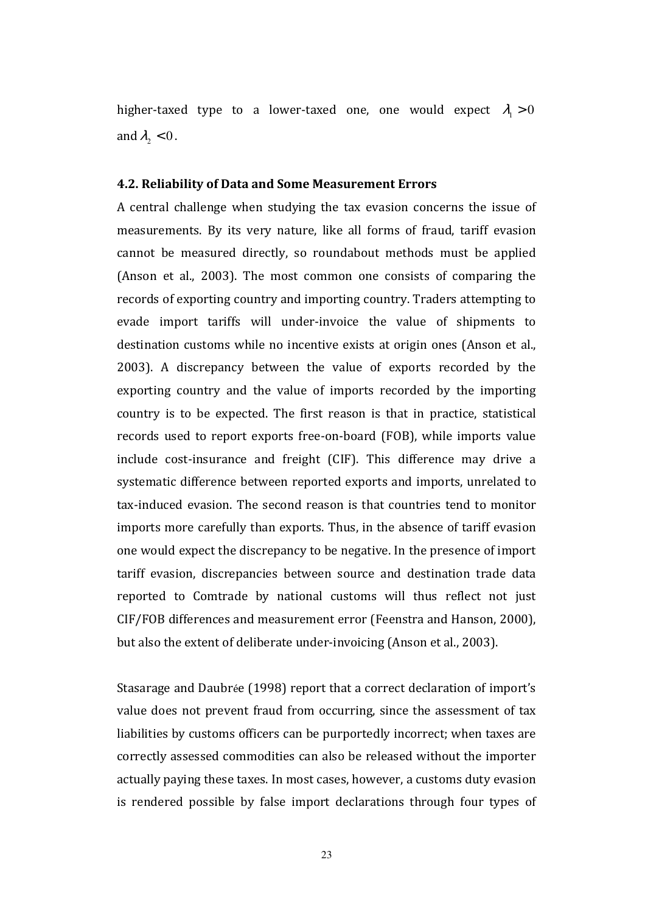higher-taxed type to a lower-taxed one, one would expect $\lambda_1 > 0$ and $\lambda_2 < 0$.

### 4.2. Reliability of Data and Some Measurement Errors

A central challenge when studying the tax evasion concerns the issue of measurements. By its very nature, like all forms of fraud, tariff evasion cannot be measured directly, so roundabout methods must be applied (Anson et al., 2003). The most common one consists of comparing the records of exporting country and importing country. Traders attempting to evade import tariffs will under-invoice the value of shipments to destination customs while no incentive exists at origin ones (Anson et al., 2003). A discrepancy between the value of exports recorded by the exporting country and the value of imports recorded by the importing country is to be expected. The first reason is that in practice, statistical records used to report exports free-on-board (FOB), while imports value include cost-insurance and freight (CIF). This difference may drive a systematic difference between reported exports and imports, unrelated to tax-induced evasion. The second reason is that countries tend to monitor imports more carefully than exports. Thus, in the absence of tariff evasion one would expect the discrepancy to be negative. In the presence of import tariff evasion, discrepancies between source and destination trade data reported to Comtrade by national customs will thus reflect not just CIF/FOB differences and measurement error (Feenstra and Hanson, 2000), but also the extent of deliberate under-invoicing (Anson et al., 2003).

Stasarage and Daubrée (1998) report that a correct declaration of import's value does not prevent fraud from occurring, since the assessment of tax liabilities by customs officers can be purportedly incorrect; when taxes are correctly assessed commodities can also be released without the importer actually paying these taxes. In most cases, however, a customs duty evasion is rendered possible by false import declarations through four types of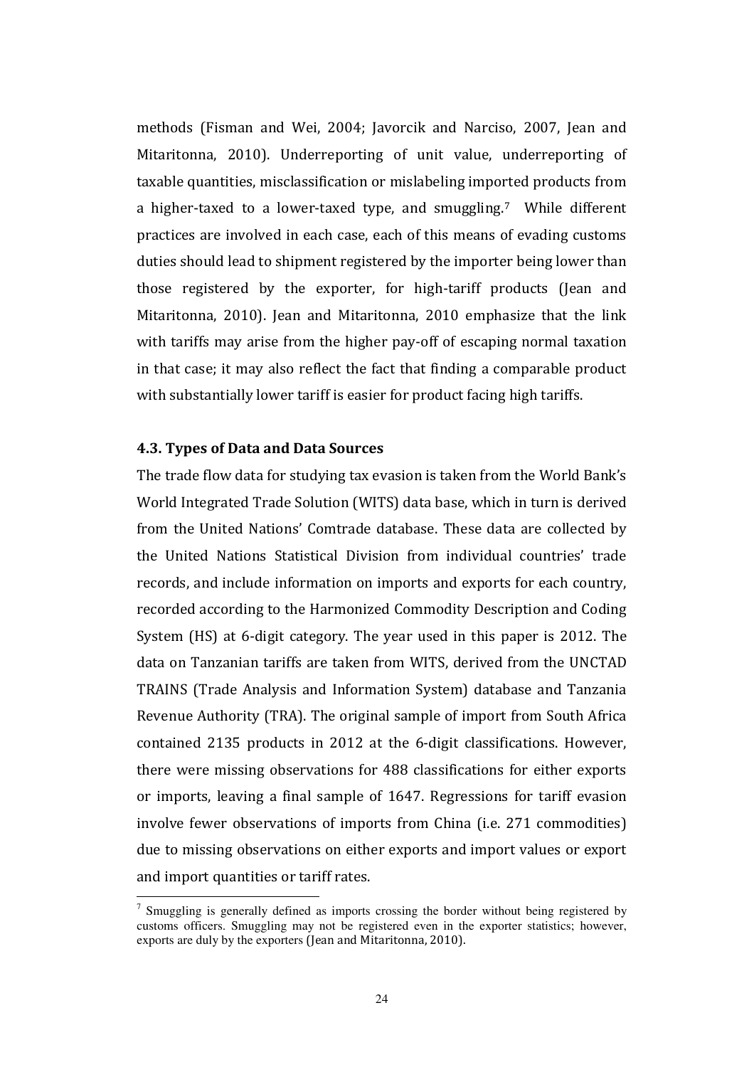methods (Fisman and Wei, 2004; Javorcik and Narciso, 2007, Jean and Mitaritonna, 2010). Underreporting of unit value, underreporting of taxable quantities, misclassification or mislabeling imported products from a higher-taxed to a lower-taxed type, and smuggling.[7] While different practices are involved in each case, each of this means of evading customs duties should lead to shipment registered by the importer being lower than those registered by the exporter, for high-tariff products (Jean and Mitaritonna, 2010). Jean and Mitaritonna, 2010 emphasize that the link with tariffs may arise from the higher pay-off of escaping normal taxation in that case; it may also reflect the fact that finding a comparable product with substantially lower tariff is easier for product facing high tariffs.

### 4.3. Types of Data and Data Sources

The trade flow data for studying tax evasion is taken from the World Bank's World Integrated Trade Solution (WITS) data base, which in turn is derived from the United Nations' Comtrade database. These data are collected by the United Nations Statistical Division from individual countries' trade records, and include information on imports and exports for each country, recorded according to the Harmonized Commodity Description and Coding System (HS) at 6-digit category. The year used in this paper is 2012. The data on Tanzanian tariffs are taken from WITS, derived from the UNCTAD TRAINS (Trade Analysis and Information System) database and Tanzania Revenue Authority (TRA). The original sample of import from South Africa contained 2135 products in 2012 at the 6-digit classifications. However, there were missing observations for 488 classifications for either exports or imports, leaving a final sample of 1647. Regressions for tariff evasion involve fewer observations of imports from China (i.e. 271 commodities) due to missing observations on either exports and import values or export and import quantities or tariff rates.

[7] Smuggling is generally defined as imports crossing the border without being registered by customs officers. Smuggling may not be registered even in the exporter statistics; however, exports are duly by the exporters (Jean and Mitaritonna, 2010).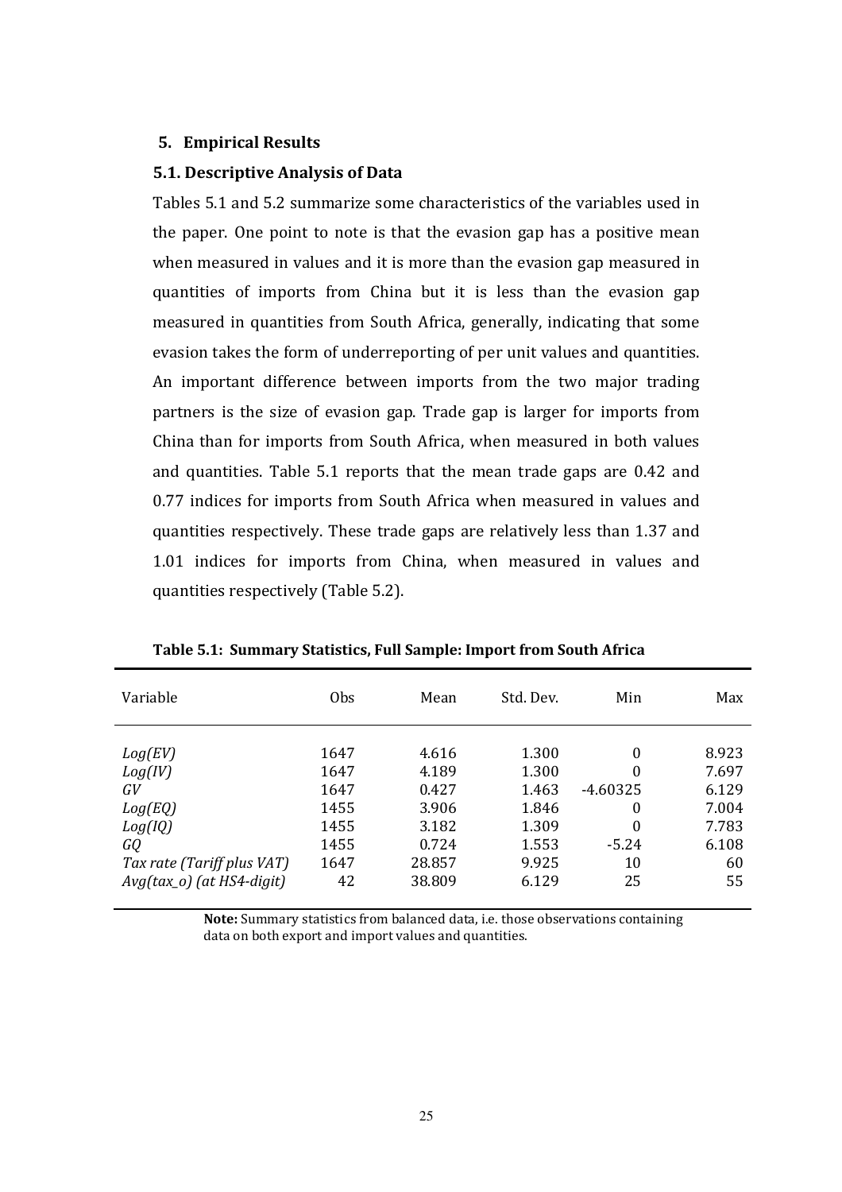## 5. Empirical Results

### 5.1. Descriptive Analysis of Data

Tables 5.1 and 5.2 summarize some characteristics of the variables used in the paper. One point to note is that the evasion gap has a positive mean when measured in values and it is more than the evasion gap measured in quantities of imports from China but it is less than the evasion gap measured in quantities from South Africa, generally, indicating that some evasion takes the form of underreporting of per unit values and quantities. An important difference between imports from the two major trading partners is the size of evasion gap. Trade gap is larger for imports from China than for imports from South Africa, when measured in both values and quantities. Table 5.1 reports that the mean trade gaps are 0.42 and 0.77 indices for imports from South Africa when measured in values and quantities respectively. These trade gaps are relatively less than 1.37 and 1.01 indices for imports from China, when measured in values and quantities respectively (Table 5.2).

**Table 5.1: Summary Statistics, Full Sample: Import from South Africa**

| Variable | Obs | Mean | Std. Dev. | Min | Max |
|---|---|---|---|---|---|
| *Log(EV)* | 1647 | 4.616 | 1.300 | 0 | 8.923 |
| *Log(IV)* | 1647 | 4.189 | 1.300 | 0 | 7.697 |
| *GV* | 1647 | 0.427 | 1.463 | -4.60325 | 6.129 |
| *Log(EQ)* | 1455 | 3.906 | 1.846 | 0 | 7.004 |
| *Log(IQ)* | 1455 | 3.182 | 1.309 | 0 | 7.783 |
| *GQ* | 1455 | 0.724 | 1.553 | -5.24 | 6.108 |
| *Tax rate (Tariff plus VAT)* | 1647 | 28.857 | 9.925 | 10 | 60 |
| *Avg(tax_o) (at HS4-digit)* | 42 | 38.809 | 6.129 | 25 | 55 |

**Note:** Summary statistics from balanced data, i.e. those observations containing data on both export and import values and quantities.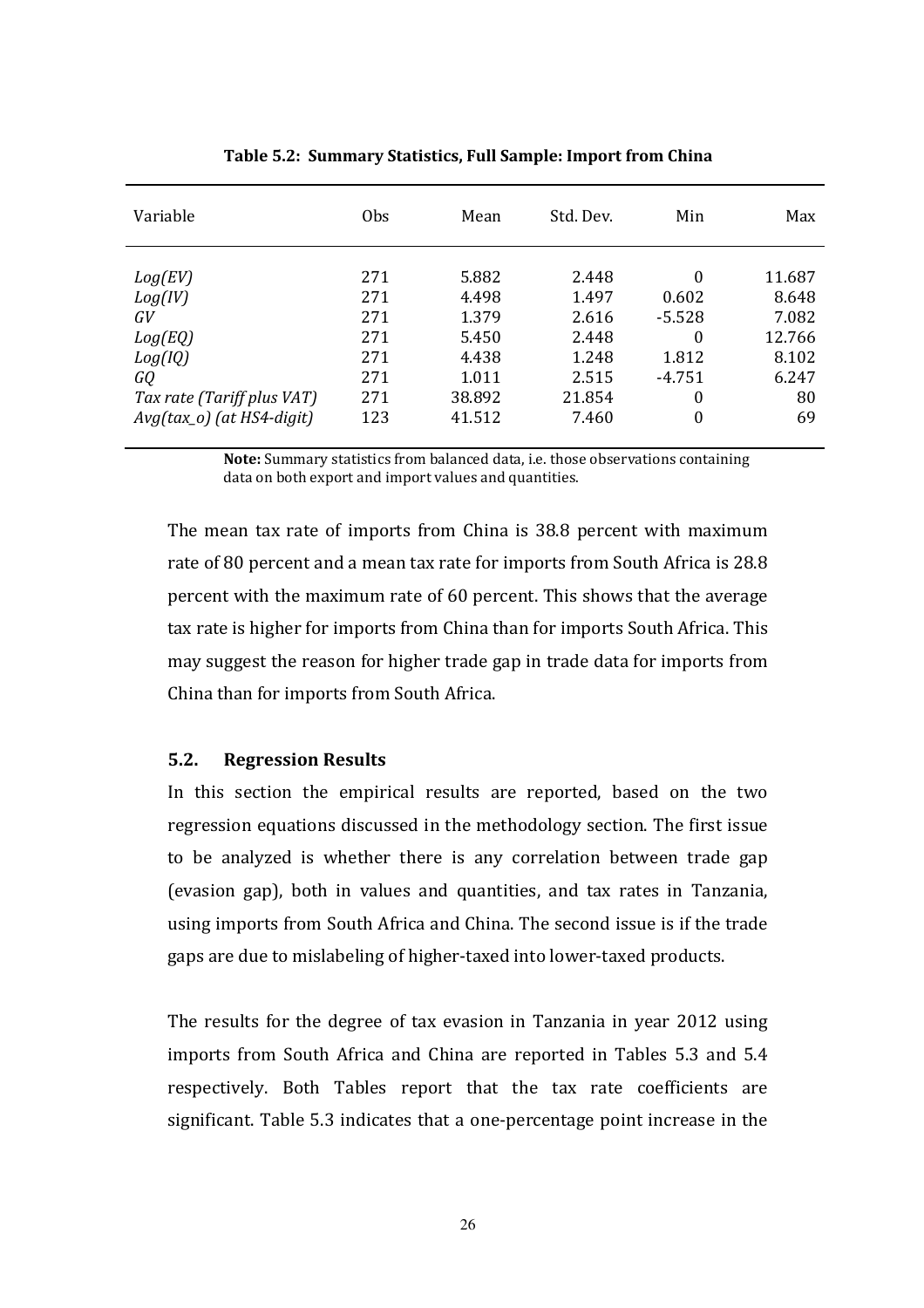**Table 5.2: Summary Statistics, Full Sample: Import from China**

| Variable | Obs | Mean | Std. Dev. | Min | Max |
|---|---|---|---|---|---|
| *Log(EV)* | 271 | 5.882 | 2.448 | 0 | 11.687 |
| *Log(IV)* | 271 | 4.498 | 1.497 | 0.602 | 8.648 |
| *GV* | 271 | 1.379 | 2.616 | -5.528 | 7.082 |
| *Log(EQ)* | 271 | 5.450 | 2.448 | 0 | 12.766 |
| *Log(IQ)* | 271 | 4.438 | 1.248 | 1.812 | 8.102 |
| *GQ* | 271 | 1.011 | 2.515 | -4.751 | 6.247 |
| *Tax rate (Tariff plus VAT)* | 271 | 38.892 | 21.854 | 0 | 80 |
| *Avg(tax_o) (at HS4-digit)* | 123 | 41.512 | 7.460 | 0 | 69 |

**Note:** Summary statistics from balanced data, i.e. those observations containing data on both export and import values and quantities.

The mean tax rate of imports from China is 38.8 percent with maximum rate of 80 percent and a mean tax rate for imports from South Africa is 28.8 percent with the maximum rate of 60 percent. This shows that the average tax rate is higher for imports from China than for imports South Africa. This may suggest the reason for higher trade gap in trade data for imports from China than for imports from South Africa.

### 5.2. Regression Results

In this section the empirical results are reported, based on the two regression equations discussed in the methodology section. The first issue to be analyzed is whether there is any correlation between trade gap (evasion gap), both in values and quantities, and tax rates in Tanzania, using imports from South Africa and China. The second issue is if the trade gaps are due to mislabeling of higher-taxed into lower-taxed products.

The results for the degree of tax evasion in Tanzania in year 2012 using imports from South Africa and China are reported in Tables 5.3 and 5.4 respectively. Both Tables report that the tax rate coefficients are significant. Table 5.3 indicates that a one-percentage point increase in the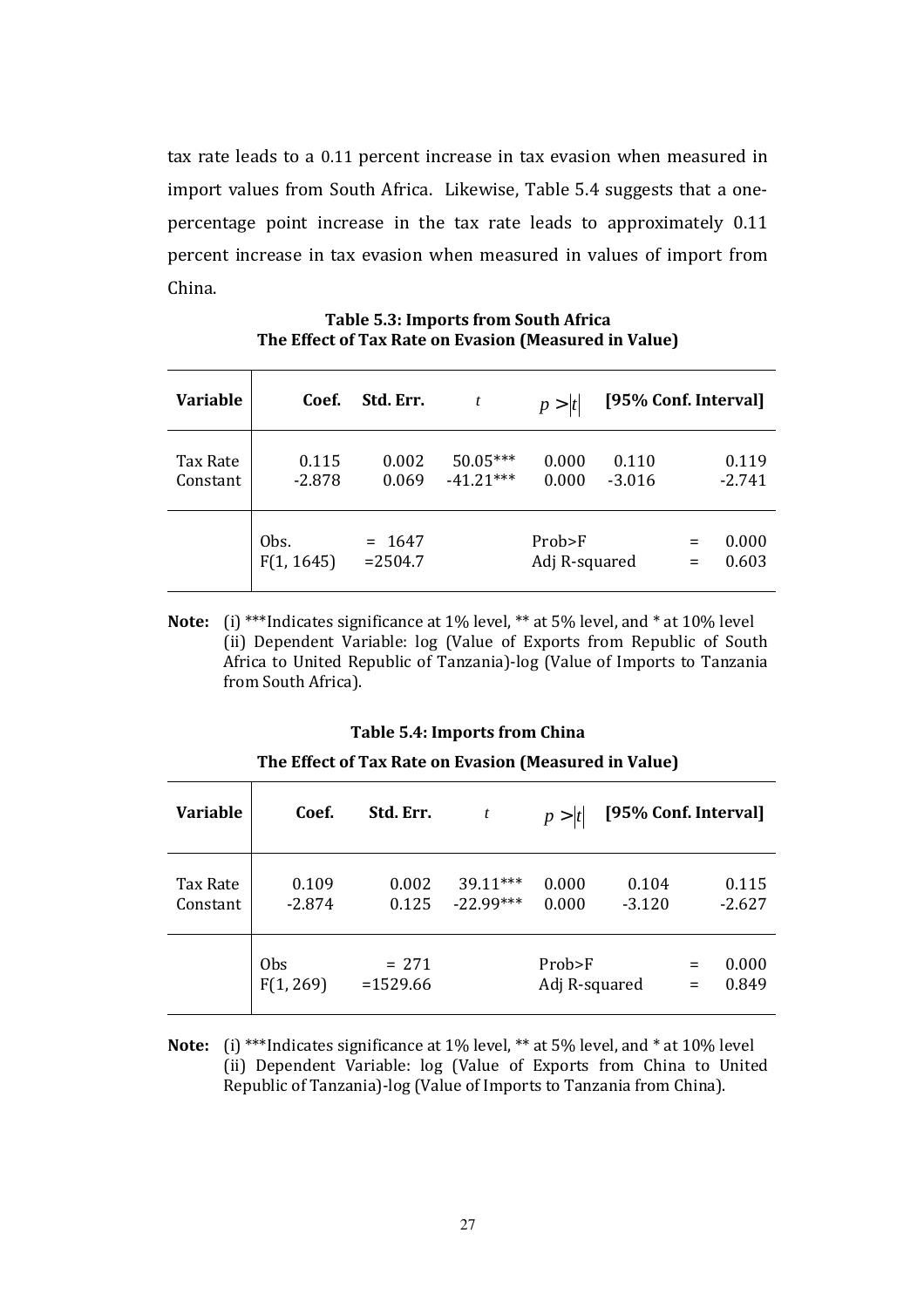tax rate leads to a 0.11 percent increase in tax evasion when measured in import values from South Africa. Likewise, Table 5.4 suggests that a one-percentage point increase in the tax rate leads to approximately 0.11 percent increase in tax evasion when measured in values of import from China.

**Table 5.3: Imports from South Africa**
**The Effect of Tax Rate on Evasion (Measured in Value)**

| Variable | Coef. | Std. Err. | $t$ | $p > \|t\|$ | [95% Conf. Interval] | |
|---|---|---|---|---|---|---|
| Tax Rate | 0.115 | 0.002 | 50.05*** | 0.000 | 0.110 | 0.119 |
| Constant | -2.878 | 0.069 | -41.21*** | 0.000 | -3.016 | -2.741 |
| | Obs. | = 1647 | | Prob>F | = | 0.000 |
| | F(1, 1645) | =2504.7 | | Adj R-squared | = | 0.603 |

**Note:** (i) ***Indicates significance at 1% level, ** at 5% level, and * at 10% level
(ii) Dependent Variable: log (Value of Exports from Republic of South Africa to United Republic of Tanzania)-log (Value of Imports to Tanzania from South Africa).

**Table 5.4: Imports from China**
**The Effect of Tax Rate on Evasion (Measured in Value)**

| Variable | Coef. | Std. Err. | $t$ | $p > \|t\|$ | [95% Conf. Interval] | |
|---|---|---|---|---|---|---|
| Tax Rate | 0.109 | 0.002 | 39.11*** | 0.000 | 0.104 | 0.115 |
| Constant | -2.874 | 0.125 | -22.99*** | 0.000 | -3.120 | -2.627 |
| | Obs | = 271 | | Prob>F | = | 0.000 |
| | F(1, 269) | =1529.66 | | Adj R-squared | = | 0.849 |

**Note:** (i) ***Indicates significance at 1% level, ** at 5% level, and * at 10% level
(ii) Dependent Variable: log (Value of Exports from China to United Republic of Tanzania)-log (Value of Imports to Tanzania from China).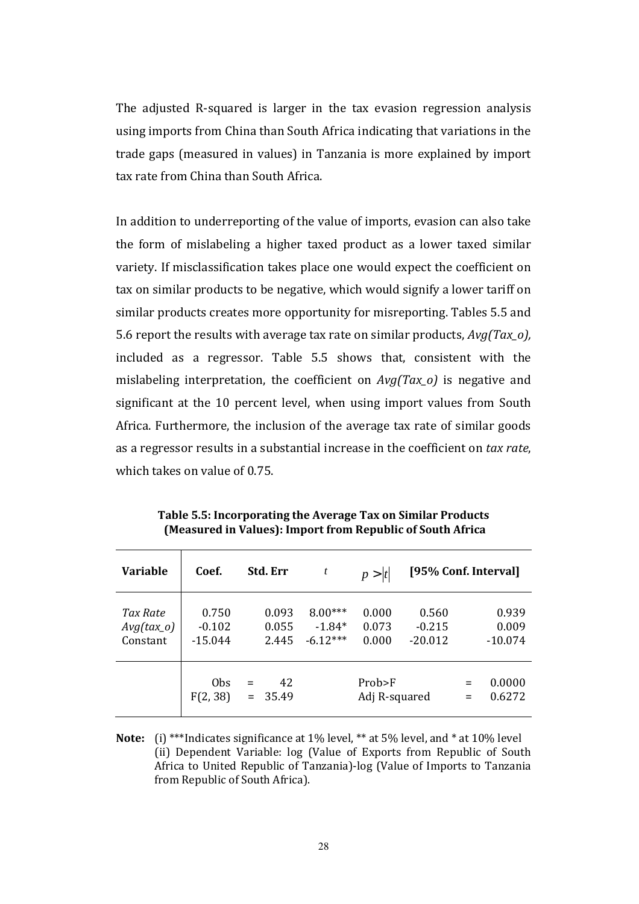The adjusted R-squared is larger in the tax evasion regression analysis using imports from China than South Africa indicating that variations in the trade gaps (measured in values) in Tanzania is more explained by import tax rate from China than South Africa.

In addition to underreporting of the value of imports, evasion can also take the form of mislabeling a higher taxed product as a lower taxed similar variety. If misclassification takes place one would expect the coefficient on tax on similar products to be negative, which would signify a lower tariff on similar products creates more opportunity for misreporting. Tables 5.5 and 5.6 report the results with average tax rate on similar products, *Avg(Tax_o),* included as a regressor. Table 5.5 shows that, consistent with the mislabeling interpretation, the coefficient on *Avg(Tax_o)* is negative and significant at the 10 percent level, when using import values from South Africa. Furthermore, the inclusion of the average tax rate of similar goods as a regressor results in a substantial increase in the coefficient on *tax rate*, which takes on value of 0.75.

**Table 5.5: Incorporating the Average Tax on Similar Products (Measured in Values): Import from Republic of South Africa**

| Variable | Coef. | Std. Err | $t$ | $p > \|t\|$ | [95% Conf. Interval] | |
|---|---|---|---|---|---|---|
| *Tax Rate* | 0.750 | 0.093 | 8.00*** | 0.000 | 0.560 | 0.939 |
| *Avg(tax_o)* | -0.102 | 0.055 | -1.84* | 0.073 | -0.215 | 0.009 |
| Constant | -15.044 | 2.445 | -6.12*** | 0.000 | -20.012 | -10.074 |
| | Obs = 42 | | | Prob>F | | = 0.0000 |
| | $F(2, 38)$ = 35.49 | | | Adj R-squared | | = 0.6272 |

**Note:** (i) ***Indicates significance at 1% level, ** at 5% level, and * at 10% level
(ii) Dependent Variable: log (Value of Exports from Republic of South Africa to United Republic of Tanzania)-log (Value of Imports to Tanzania from Republic of South Africa).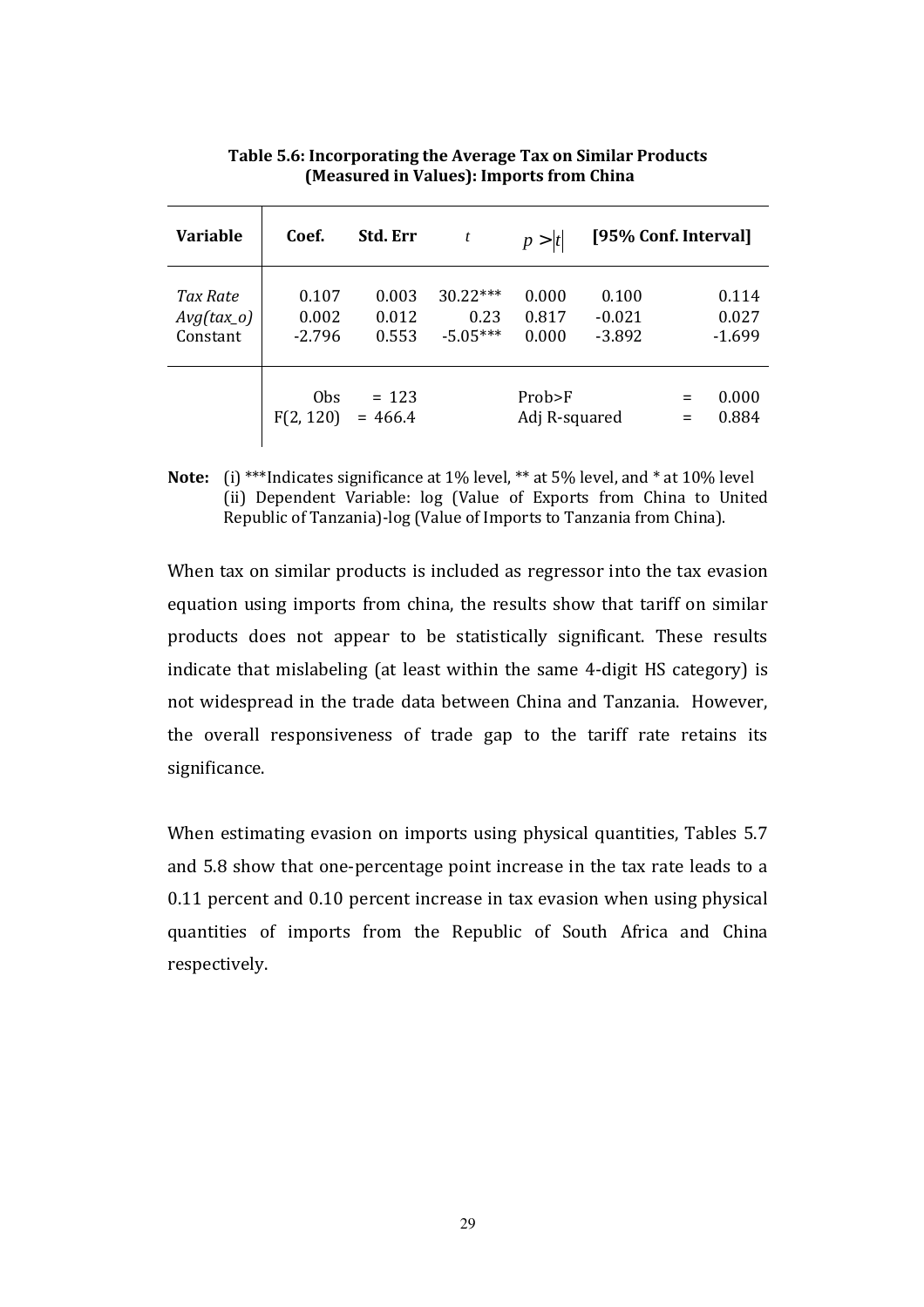**Table 5.6: Incorporating the Average Tax on Similar Products (Measured in Values): Imports from China**

| Variable | Coef. | Std. Err | $t$ | $p > \|t\|$ | [95% Conf. Interval] | |
|---|---|---|---|---|---|---|
| *Tax Rate* | 0.107 | 0.003 | 30.22*** | 0.000 | 0.100 | 0.114 |
| *Avg(tax_o)* | 0.002 | 0.012 | 0.23 | 0.817 | -0.021 | 0.027 |
| Constant | -2.796 | 0.553 | -5.05*** | 0.000 | -3.892 | -1.699 |
| | Obs | = 123 | | Prob>F | = | 0.000 |
| | F(2, 120) | = 466.4 | | Adj R-squared | = | 0.884 |

**Note:** (i) ***Indicates significance at 1% level, ** at 5% level, and * at 10% level
(ii) Dependent Variable: log (Value of Exports from China to United Republic of Tanzania)-log (Value of Imports to Tanzania from China).

When tax on similar products is included as regressor into the tax evasion equation using imports from china, the results show that tariff on similar products does not appear to be statistically significant. These results indicate that mislabeling (at least within the same 4-digit HS category) is not widespread in the trade data between China and Tanzania. However, the overall responsiveness of trade gap to the tariff rate retains its significance.

When estimating evasion on imports using physical quantities, Tables 5.7 and 5.8 show that one-percentage point increase in the tax rate leads to a 0.11 percent and 0.10 percent increase in tax evasion when using physical quantities of imports from the Republic of South Africa and China respectively.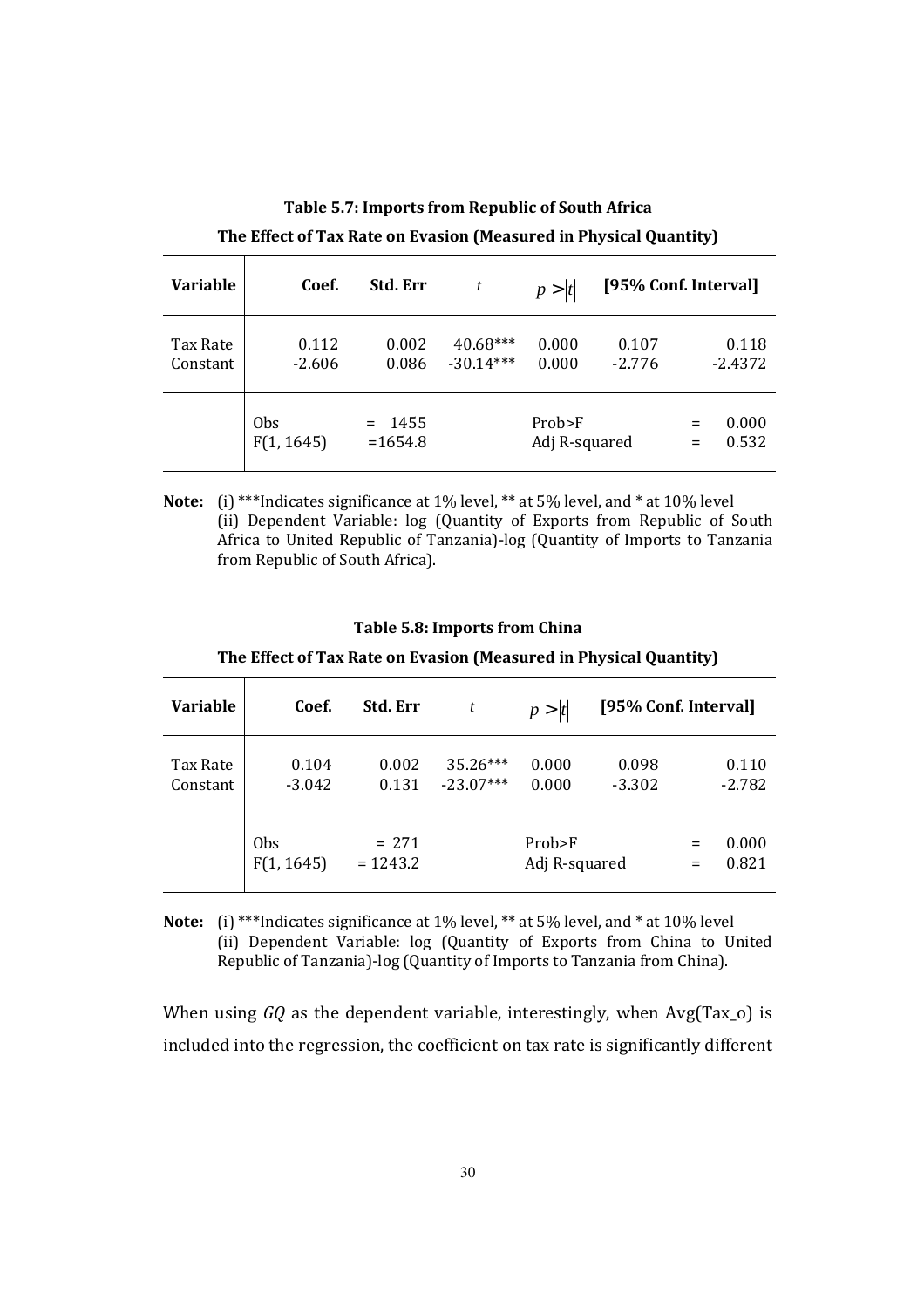**Table 5.7: Imports from Republic of South Africa**

**The Effect of Tax Rate on Evasion (Measured in Physical Quantity)**

| Variable | Coef. | Std. Err | $t$ | $p>\|t\|$ | [95% Conf. Interval] | |
|---|---|---|---|---|---|---|
| Tax Rate | 0.112 | 0.002 | 40.68*** | 0.000 | 0.107 | 0.118 |
| Constant | -2.606 | 0.086 | -30.14*** | 0.000 | -2.776 | -2.4372 |
| | Obs | = 1455 | | Prob>F | = | 0.000 |
| | F(1, 1645) | =1654.8 | | Adj R-squared | = | 0.532 |

**Note:** (i) ***Indicates significance at 1% level, ** at 5% level, and * at 10% level
(ii) Dependent Variable: log (Quantity of Exports from Republic of South Africa to United Republic of Tanzania)-log (Quantity of Imports to Tanzania from Republic of South Africa).

**Table 5.8: Imports from China**

**The Effect of Tax Rate on Evasion (Measured in Physical Quantity)**

| Variable | Coef. | Std. Err | $t$ | $p>\|t\|$ | [95% Conf. Interval] | |
|---|---|---|---|---|---|---|
| Tax Rate | 0.104 | 0.002 | 35.26*** | 0.000 | 0.098 | 0.110 |
| Constant | -3.042 | 0.131 | -23.07*** | 0.000 | -3.302 | -2.782 |
| | Obs | = 271 | | Prob>F | = | 0.000 |
| | F(1, 1645) | = 1243.2 | | Adj R-squared | = | 0.821 |

**Note:** (i) ***Indicates significance at 1% level, ** at 5% level, and * at 10% level
(ii) Dependent Variable: log (Quantity of Exports from China to United Republic of Tanzania)-log (Quantity of Imports to Tanzania from China).

When using $GQ$ as the dependent variable, interestingly, when Avg(Tax_o) is included into the regression, the coefficient on tax rate is significantly different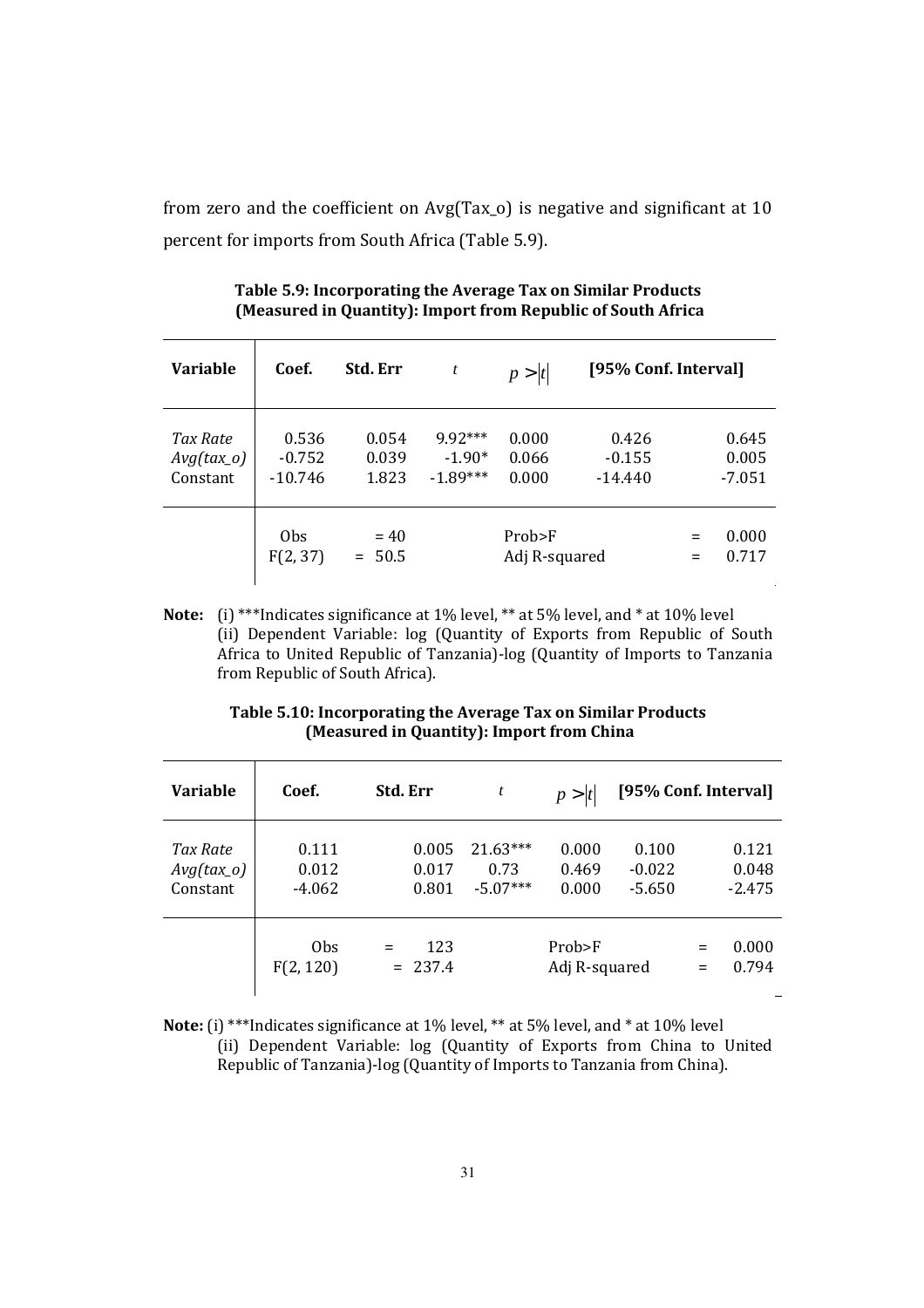from zero and the coefficient on Avg(Tax_o) is negative and significant at 10 percent for imports from South Africa (Table 5.9).

**Table 5.9: Incorporating the Average Tax on Similar Products (Measured in Quantity): Import from Republic of South Africa**

| Variable | Coef. | Std. Err | $t$ | $p > \|t\|$ | [95% Conf. Interval] | |
|---|---|---|---|---|---|---|
| *Tax Rate* | 0.536 | 0.054 | 9.92*** | 0.000 | 0.426 | 0.645 |
| *Avg(tax_o)* | -0.752 | 0.039 | -1.90* | 0.066 | -0.155 | 0.005 |
| Constant | -10.746 | 1.823 | -1.89*** | 0.000 | -14.440 | -7.051 |
| | Obs | = 40 | | Prob>F | = | 0.000 |
| | F(2, 37) | = 50.5 | | Adj R-squared | = | 0.717 |

**Note:** (i) ***Indicates significance at 1% level, ** at 5% level, and * at 10% level
(ii) Dependent Variable: log (Quantity of Exports from Republic of South Africa to United Republic of Tanzania)-log (Quantity of Imports to Tanzania from Republic of South Africa).

**Table 5.10: Incorporating the Average Tax on Similar Products (Measured in Quantity): Import from China**

| Variable | Coef. | Std. Err | $t$ | $p > \|t\|$ | [95% Conf. Interval] | |
|---|---|---|---|---|---|---|
| *Tax Rate* | 0.111 | 0.005 | 21.63*** | 0.000 | 0.100 | 0.121 |
| *Avg(tax_o)* | 0.012 | 0.017 | 0.73 | 0.469 | -0.022 | 0.048 |
| Constant | -4.062 | 0.801 | -5.07*** | 0.000 | -5.650 | -2.475 |
| | Obs | = 123 | | Prob>F | = | 0.000 |
| | F(2, 120) | = 237.4 | | Adj R-squared | = | 0.794 |

**Note:** (i) ***Indicates significance at 1% level, ** at 5% level, and * at 10% level
(ii) Dependent Variable: log (Quantity of Exports from China to United Republic of Tanzania)-log (Quantity of Imports to Tanzania from China).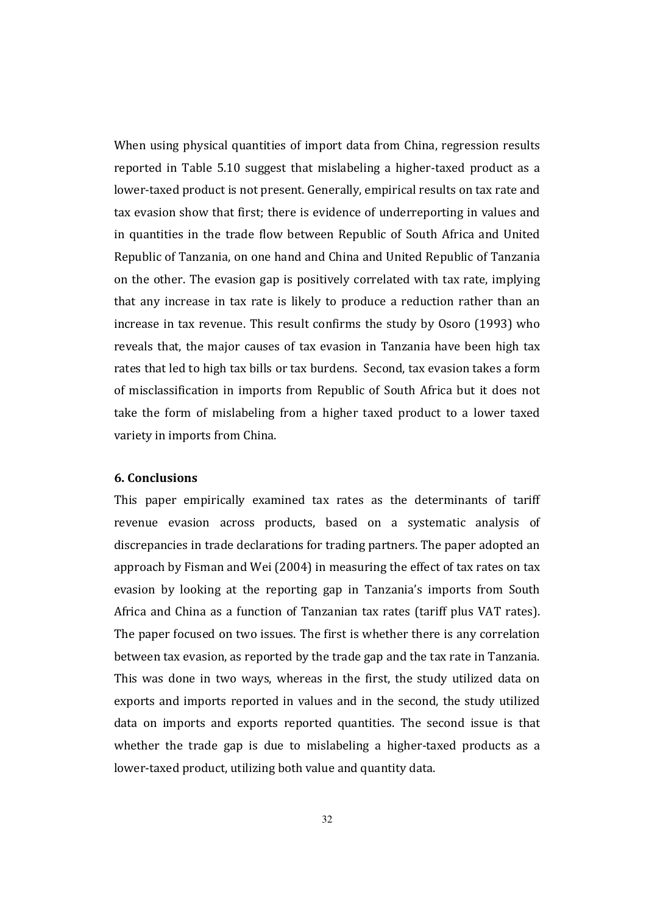When using physical quantities of import data from China, regression results reported in Table 5.10 suggest that mislabeling a higher-taxed product as a lower-taxed product is not present. Generally, empirical results on tax rate and tax evasion show that first; there is evidence of underreporting in values and in quantities in the trade flow between Republic of South Africa and United Republic of Tanzania, on one hand and China and United Republic of Tanzania on the other. The evasion gap is positively correlated with tax rate, implying that any increase in tax rate is likely to produce a reduction rather than an increase in tax revenue. This result confirms the study by Osoro (1993) who reveals that, the major causes of tax evasion in Tanzania have been high tax rates that led to high tax bills or tax burdens. Second, tax evasion takes a form of misclassification in imports from Republic of South Africa but it does not take the form of mislabeling from a higher taxed product to a lower taxed variety in imports from China.

## 6. Conclusions

This paper empirically examined tax rates as the determinants of tariff revenue evasion across products, based on a systematic analysis of discrepancies in trade declarations for trading partners. The paper adopted an approach by Fisman and Wei (2004) in measuring the effect of tax rates on tax evasion by looking at the reporting gap in Tanzania's imports from South Africa and China as a function of Tanzanian tax rates (tariff plus VAT rates). The paper focused on two issues. The first is whether there is any correlation between tax evasion, as reported by the trade gap and the tax rate in Tanzania. This was done in two ways, whereas in the first, the study utilized data on exports and imports reported in values and in the second, the study utilized data on imports and exports reported quantities. The second issue is that whether the trade gap is due to mislabeling a higher-taxed products as a lower-taxed product, utilizing both value and quantity data.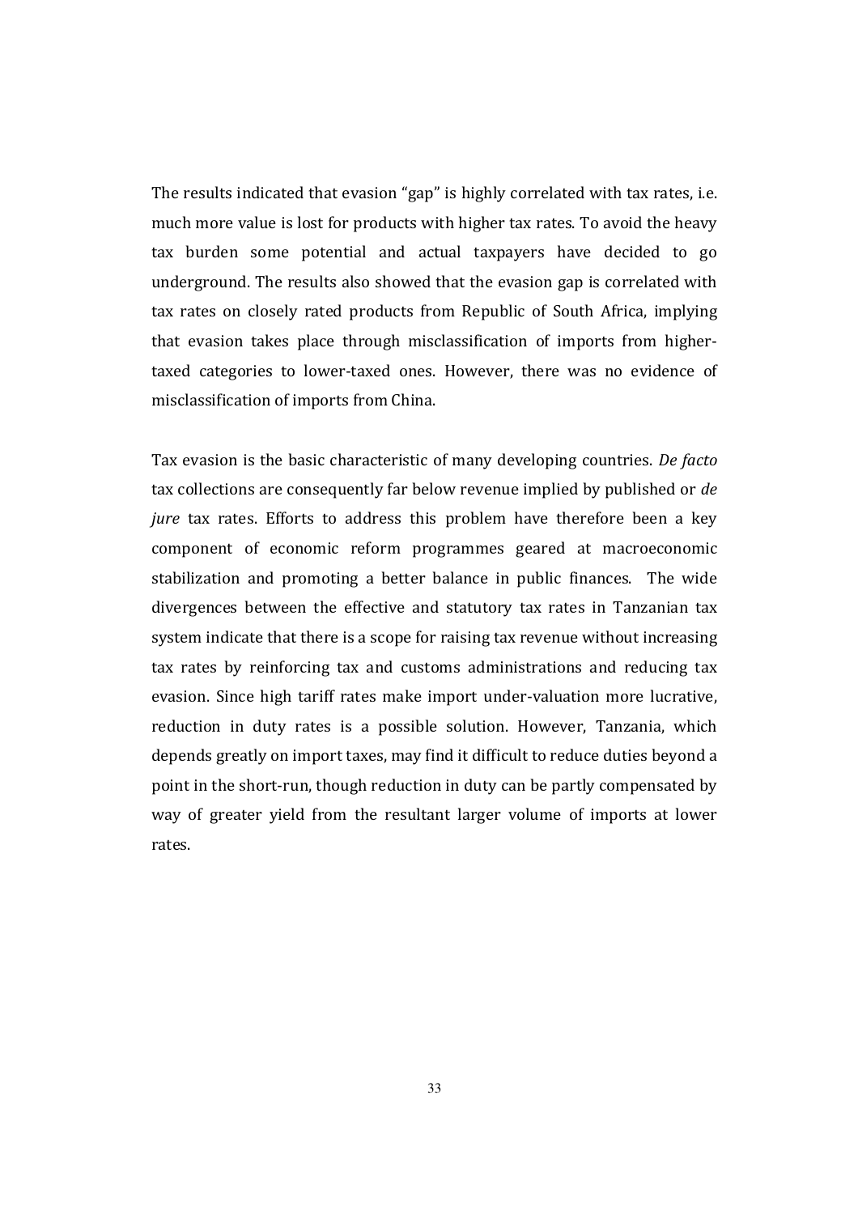The results indicated that evasion “gap” is highly correlated with tax rates, i.e. much more value is lost for products with higher tax rates. To avoid the heavy tax burden some potential and actual taxpayers have decided to go underground. The results also showed that the evasion gap is correlated with tax rates on closely rated products from Republic of South Africa, implying that evasion takes place through misclassification of imports from higher-taxed categories to lower-taxed ones. However, there was no evidence of misclassification of imports from China.

Tax evasion is the basic characteristic of many developing countries. *De facto* tax collections are consequently far below revenue implied by published or *de jure* tax rates. Efforts to address this problem have therefore been a key component of economic reform programmes geared at macroeconomic stabilization and promoting a better balance in public finances. The wide divergences between the effective and statutory tax rates in Tanzanian tax system indicate that there is a scope for raising tax revenue without increasing tax rates by reinforcing tax and customs administrations and reducing tax evasion. Since high tariff rates make import under-valuation more lucrative, reduction in duty rates is a possible solution. However, Tanzania, which depends greatly on import taxes, may find it difficult to reduce duties beyond a point in the short-run, though reduction in duty can be partly compensated by way of greater yield from the resultant larger volume of imports at lower rates.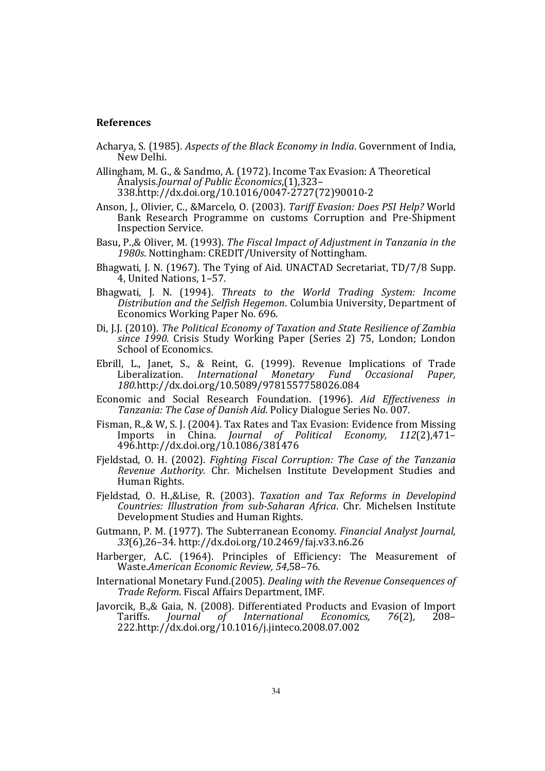## References

Acharya, S. (1985). *Aspects of the Black Economy in India*. Government of India, New Delhi.

Allingham, M. G., & Sandmo, A. (1972). Income Tax Evasion: A Theoretical Analysis.*Journal of Public Economics*,(1),323–338.http://dx.doi.org/10.1016/0047-2727(72)90010-2

Anson, J., Olivier, C., &Marcelo, O. (2003). *Tariff Evasion: Does PSI Help?* World Bank Research Programme on customs Corruption and Pre-Shipment Inspection Service.

Basu, P.,& Oliver, M. (1993). *The Fiscal Impact of Adjustment in Tanzania in the 1980s*. Nottingham: CREDIT/University of Nottingham.

Bhagwati, J. N. (1967). The Tying of Aid. UNACTAD Secretariat, TD/7/8 Supp. 4, United Nations, 1–57.

Bhagwati, J. N. (1994). *Threats to the World Trading System: Income Distribution and the Selfish Hegemon*. Columbia University, Department of Economics Working Paper No. 696.

Di, J.J. (2010). *The Political Economy of Taxation and State Resilience of Zambia since 1990*. Crisis Study Working Paper (Series 2) 75, London; London School of Economics.

Ebrill, L., Janet, S., & Reint, G. (1999). Revenue Implications of Trade Liberalization. *International Monetary Fund Occasional Paper, 180*.http://dx.doi.org/10.5089/9781557758026.084

Economic and Social Research Foundation. (1996). *Aid Effectiveness in Tanzania: The Case of Danish Aid*. Policy Dialogue Series No. 007.

Fisman, R.,& W, S. J. (2004). Tax Rates and Tax Evasion: Evidence from Missing Imports in China. *Journal of Political Economy, 112*(2),471–496.http://dx.doi.org/10.1086/381476

Fjeldstad, O. H. (2002). *Fighting Fiscal Corruption: The Case of the Tanzania Revenue Authority*. Chr. Michelsen Institute Development Studies and Human Rights.

Fjeldstad, O. H.,&Lise, R. (2003). *Taxation and Tax Reforms in Developind Countries: Illustration from sub-Saharan Africa*. Chr. Michelsen Institute Development Studies and Human Rights.

Gutmann, P. M. (1977). The Subterranean Economy. *Financial Analyst Journal, 33*(6),26–34. http://dx.doi.org/10.2469/faj.v33.n6.26

Harberger, A.C. (1964). Principles of Efficiency: The Measurement of Waste.*American Economic Review, 54*,58–76.

International Monetary Fund.(2005). *Dealing with the Revenue Consequences of Trade Reform*. Fiscal Affairs Department, IMF.

Javorcik, B.,& Gaia, N. (2008). Differentiated Products and Evasion of Import Tariffs. *Journal of International Economics, 76*(2), 208–222.http://dx.doi.org/10.1016/j.jinteco.2008.07.002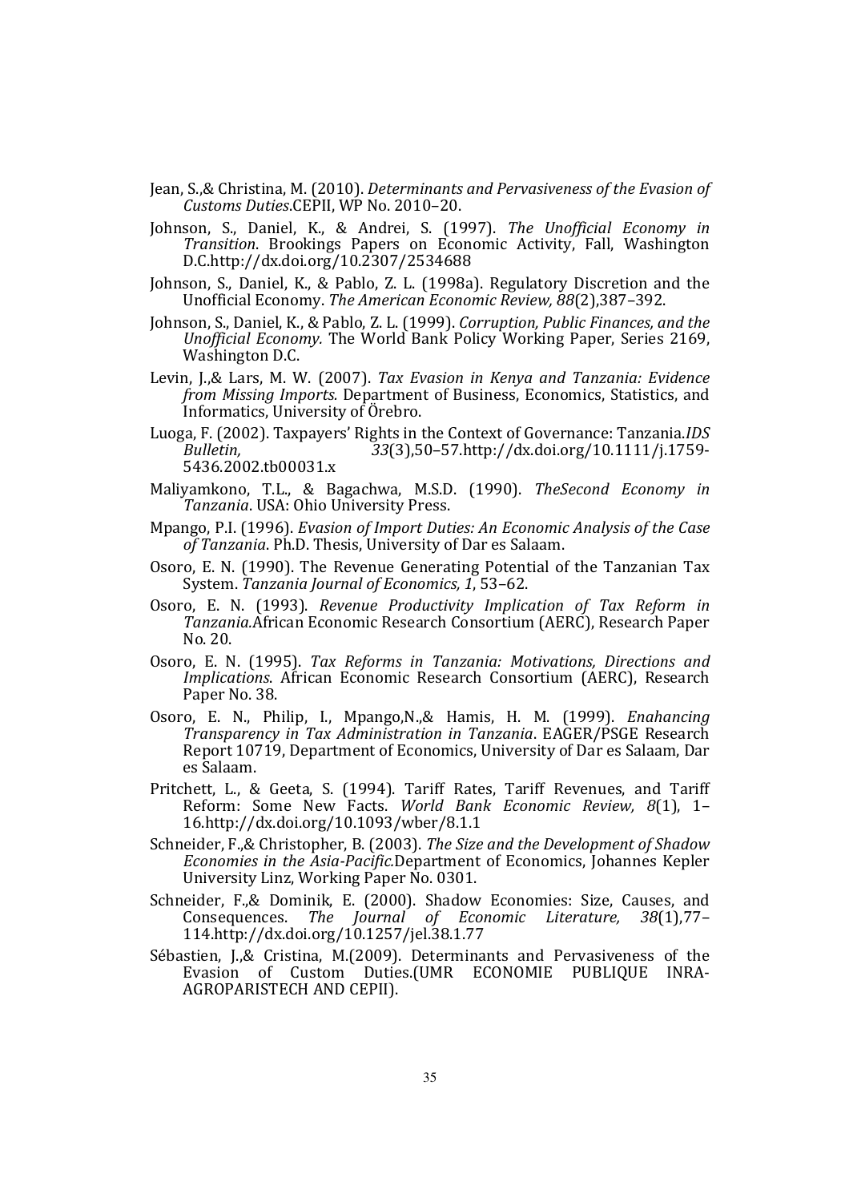Jean, S.,& Christina, M. (2010). *Determinants and Pervasiveness of the Evasion of Customs Duties*.CEPII, WP No. 2010–20.

Johnson, S., Daniel, K., & Andrei, S. (1997). *The Unofficial Economy in Transition*. Brookings Papers on Economic Activity, Fall, Washington D.C.http://dx.doi.org/10.2307/2534688

Johnson, S., Daniel, K., & Pablo, Z. L. (1998a). Regulatory Discretion and the Unofficial Economy. *The American Economic Review, 88*(2),387–392.

Johnson, S., Daniel, K., & Pablo, Z. L. (1999). *Corruption, Public Finances, and the Unofficial Economy.* The World Bank Policy Working Paper, Series 2169, Washington D.C.

Levin, J.,& Lars, M. W. (2007). *Tax Evasion in Kenya and Tanzania: Evidence from Missing Imports.* Department of Business, Economics, Statistics, and Informatics, University of Örebro.

Luoga, F. (2002). Taxpayers' Rights in the Context of Governance: Tanzania.*IDS Bulletin, 33*(3),50–57.http://dx.doi.org/10.1111/j.1759-5436.2002.tb00031.x

Maliyamkono, T.L., & Bagachwa, M.S.D. (1990). *TheSecond Economy in Tanzania*. USA: Ohio University Press.

Mpango, P.I. (1996). *Evasion of Import Duties: An Economic Analysis of the Case of Tanzania*. Ph.D. Thesis, University of Dar es Salaam.

Osoro, E. N. (1990). The Revenue Generating Potential of the Tanzanian Tax System. *Tanzania Journal of Economics, 1*, 53–62.

Osoro, E. N. (1993). *Revenue Productivity Implication of Tax Reform in Tanzania.*African Economic Research Consortium (AERC), Research Paper No. 20.

Osoro, E. N. (1995). *Tax Reforms in Tanzania: Motivations, Directions and Implications*. African Economic Research Consortium (AERC), Research Paper No. 38.

Osoro, E. N., Philip, I., Mpango,N.,& Hamis, H. M. (1999). *Enahancing Transparency in Tax Administration in Tanzania*. EAGER/PSGE Research Report 10719, Department of Economics, University of Dar es Salaam, Dar es Salaam.

Pritchett, L., & Geeta, S. (1994). Tariff Rates, Tariff Revenues, and Tariff Reform: Some New Facts. *World Bank Economic Review, 8*(1), 1–16.http://dx.doi.org/10.1093/wber/8.1.1

Schneider, F.,& Christopher, B. (2003). *The Size and the Development of Shadow Economies in the Asia-Pacific.*Department of Economics, Johannes Kepler University Linz, Working Paper No. 0301.

Schneider, F.,& Dominik, E. (2000). Shadow Economies: Size, Causes, and Consequences. *The Journal of Economic Literature, 38*(1),77–114.http://dx.doi.org/10.1257/jel.38.1.77

Sébastien, J.,& Cristina, M.(2009). Determinants and Pervasiveness of the Evasion of Custom Duties.(UMR ECONOMIE PUBLIQUE INRA-AGROPARISTECH AND CEPII).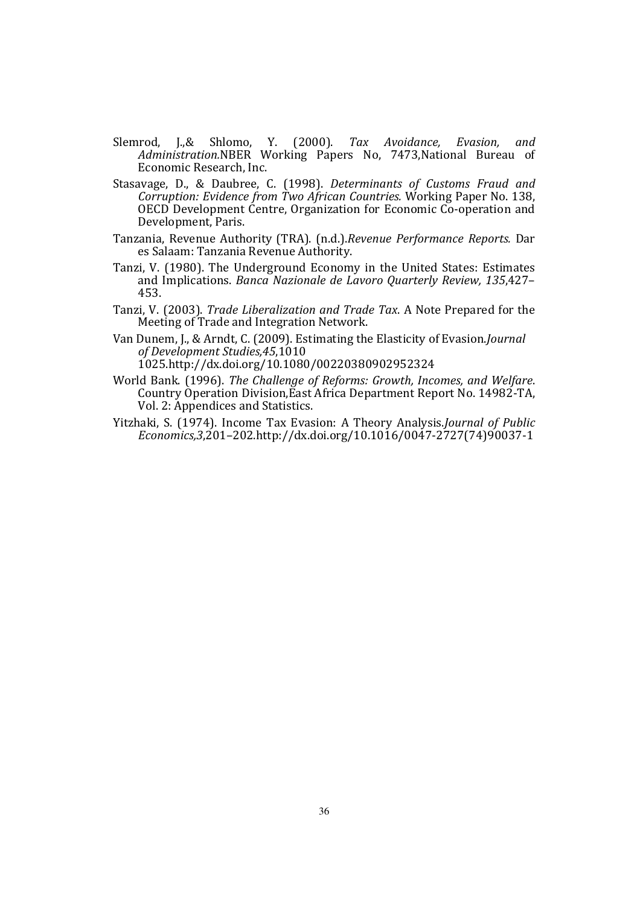Slemrod, J.,& Shlomo, Y. (2000). *Tax Avoidance, Evasion, and Administration.*NBER Working Papers No, 7473,National Bureau of Economic Research, Inc.

Stasavage, D., & Daubree, C. (1998). *Determinants of Customs Fraud and Corruption: Evidence from Two African Countries.* Working Paper No. 138, OECD Development Centre, Organization for Economic Co-operation and Development, Paris.

Tanzania, Revenue Authority (TRA). (n.d.).*Revenue Performance Reports.* Dar es Salaam: Tanzania Revenue Authority.

Tanzi, V. (1980). The Underground Economy in the United States: Estimates and Implications. *Banca Nazionale de Lavoro Quarterly Review, 135*,427–453.

Tanzi, V. (2003). *Trade Liberalization and Trade Tax*. A Note Prepared for the Meeting of Trade and Integration Network.

Van Dunem, J., & Arndt, C. (2009). Estimating the Elasticity of Evasion.*Journal of Development Studies,45*,1010 1025.http://dx.doi.org/10.1080/00220380902952324

World Bank. (1996). *The Challenge of Reforms: Growth, Incomes, and Welfare*. Country Operation Division,East Africa Department Report No. 14982-TA, Vol. 2: Appendices and Statistics.

Yitzhaki, S. (1974). Income Tax Evasion: A Theory Analysis.*Journal of Public Economics,3*,201–202.http://dx.doi.org/10.1016/0047-2727(74)90037-1